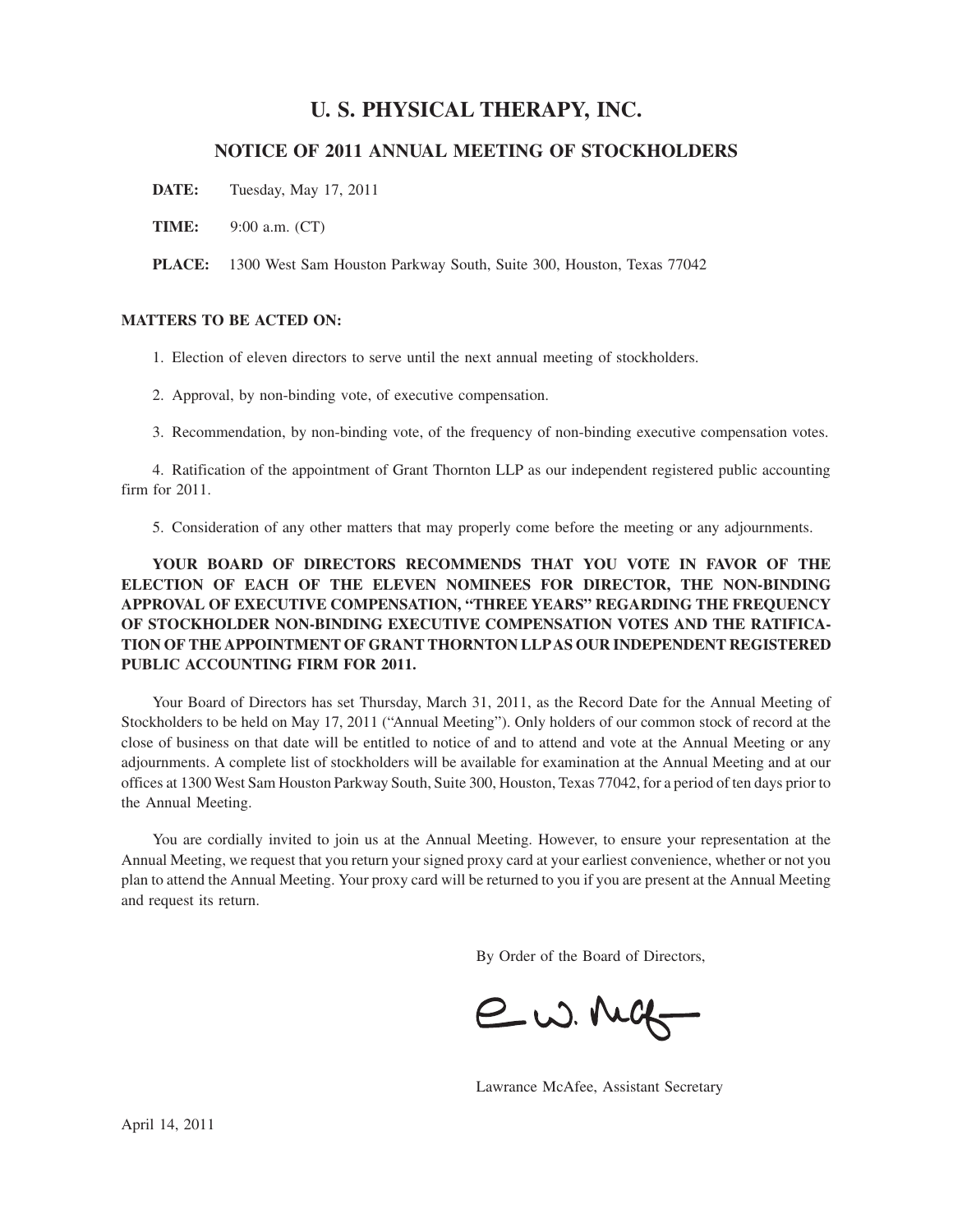# U. S. PHYSICAL THERAPY, INC.

## NOTICE OF 2011 ANNUAL MEETING OF STOCKHOLDERS

**DATE:** Tuesday, May 17, 2011

**TIME:** 9:00 a.m. (CT)

**PLACE:** 1300 West Sam Houston Parkway South, Suite 300, Houston, Texas 77042

**MATTERS TO BE ACTED ON:**

1. Election of eleven directors to serve until the next annual meeting of stockholders.

2. Approval, by non-binding vote, of executive compensation.

3. Recommendation, by non-binding vote, of the frequency of non-binding executive compensation votes.

4. Ratification of the appointment of Grant Thornton LLP as our independent registered public accounting firm for 2011.

5. Consideration of any other matters that may properly come before the meeting or any adjournments.

**YOUR BOARD OF DIRECTORS RECOMMENDS THAT YOU VOTE IN FAVOR OF THE ELECTION OF EACH OF THE ELEVEN NOMINEES FOR DIRECTOR, THE NON-BINDING APPROVAL OF EXECUTIVE COMPENSATION, "THREE YEARS" REGARDING THE FREQUENCY OF STOCKHOLDER NON-BINDING EXECUTIVE COMPENSATION VOTES AND THE RATIFICATION OF THE APPOINTMENT OF GRANT THORNTON LLP AS OUR INDEPENDENT REGISTERED PUBLIC ACCOUNTING FIRM FOR 2011.**

Your Board of Directors has set Thursday, March 31, 2011, as the Record Date for the Annual Meeting of Stockholders to be held on May 17, 2011 ("Annual Meeting"). Only holders of our common stock of record at the close of business on that date will be entitled to notice of and to attend and vote at the Annual Meeting or any adjournments. A complete list of stockholders will be available for examination at the Annual Meeting and at our offices at 1300 West Sam Houston Parkway South, Suite 300, Houston, Texas 77042, for a period of ten days prior to the Annual Meeting.

You are cordially invited to join us at the Annual Meeting. However, to ensure your representation at the Annual Meeting, we request that you return your signed proxy card at your earliest convenience, whether or not you plan to attend the Annual Meeting. Your proxy card will be returned to you if you are present at the Annual Meeting and request its return.

By Order of the Board of Directors,

Lawrance McAfee, Assistant Secretary

April 14, 2011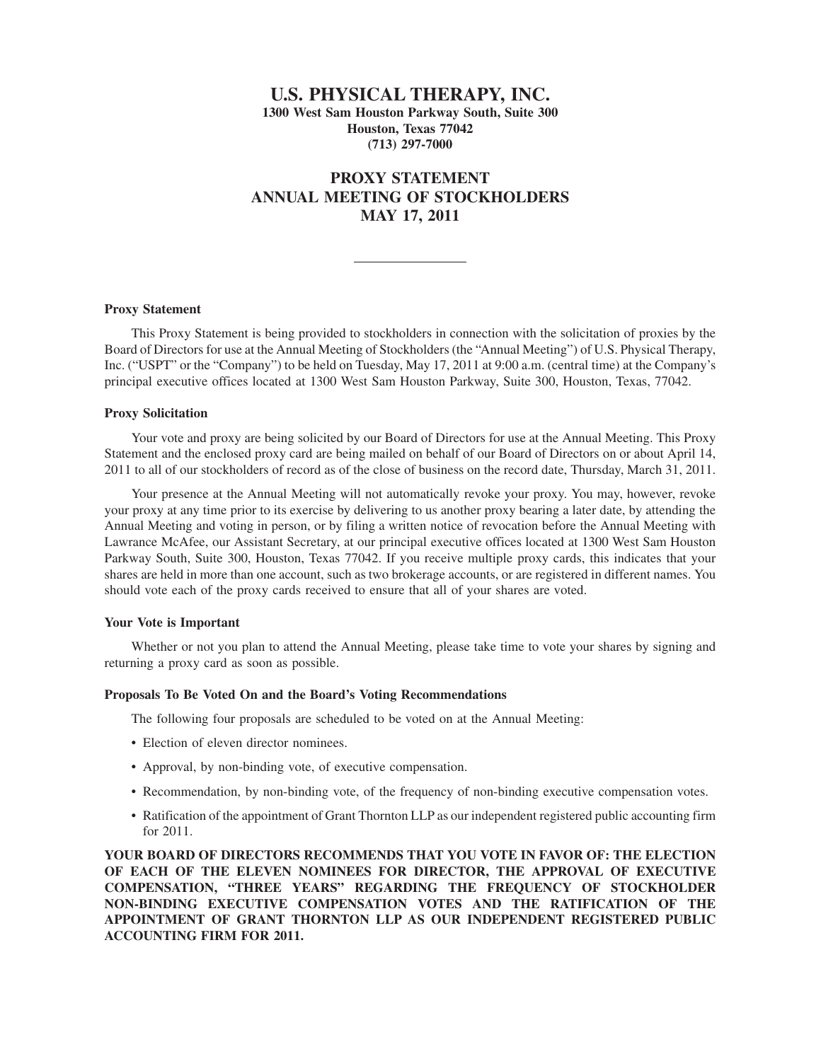# U.S. PHYSICAL THERAPY, INC.

**1300 West Sam Houston Parkway South, Suite 300**
**Houston, Texas 77042**
**(713) 297-7000**

## PROXY STATEMENT
## ANNUAL MEETING OF STOCKHOLDERS
## MAY 17, 2011

---

### Proxy Statement

This Proxy Statement is being provided to stockholders in connection with the solicitation of proxies by the Board of Directors for use at the Annual Meeting of Stockholders (the "Annual Meeting") of U.S. Physical Therapy, Inc. ("USPT" or the "Company") to be held on Tuesday, May 17, 2011 at 9:00 a.m. (central time) at the Company's principal executive offices located at 1300 West Sam Houston Parkway, Suite 300, Houston, Texas, 77042.

### Proxy Solicitation

Your vote and proxy are being solicited by our Board of Directors for use at the Annual Meeting. This Proxy Statement and the enclosed proxy card are being mailed on behalf of our Board of Directors on or about April 14, 2011 to all of our stockholders of record as of the close of business on the record date, Thursday, March 31, 2011.

Your presence at the Annual Meeting will not automatically revoke your proxy. You may, however, revoke your proxy at any time prior to its exercise by delivering to us another proxy bearing a later date, by attending the Annual Meeting and voting in person, or by filing a written notice of revocation before the Annual Meeting with Lawrance McAfee, our Assistant Secretary, at our principal executive offices located at 1300 West Sam Houston Parkway South, Suite 300, Houston, Texas 77042. If you receive multiple proxy cards, this indicates that your shares are held in more than one account, such as two brokerage accounts, or are registered in different names. You should vote each of the proxy cards received to ensure that all of your shares are voted.

### Your Vote is Important

Whether or not you plan to attend the Annual Meeting, please take time to vote your shares by signing and returning a proxy card as soon as possible.

### Proposals To Be Voted On and the Board's Voting Recommendations

The following four proposals are scheduled to be voted on at the Annual Meeting:

- Election of eleven director nominees.
- Approval, by non-binding vote, of executive compensation.
- Recommendation, by non-binding vote, of the frequency of non-binding executive compensation votes.
- Ratification of the appointment of Grant Thornton LLP as our independent registered public accounting firm for 2011.

**YOUR BOARD OF DIRECTORS RECOMMENDS THAT YOU VOTE IN FAVOR OF: THE ELECTION OF EACH OF THE ELEVEN NOMINEES FOR DIRECTOR, THE APPROVAL OF EXECUTIVE COMPENSATION, "THREE YEARS" REGARDING THE FREQUENCY OF STOCKHOLDER NON-BINDING EXECUTIVE COMPENSATION VOTES AND THE RATIFICATION OF THE APPOINTMENT OF GRANT THORNTON LLP AS OUR INDEPENDENT REGISTERED PUBLIC ACCOUNTING FIRM FOR 2011.**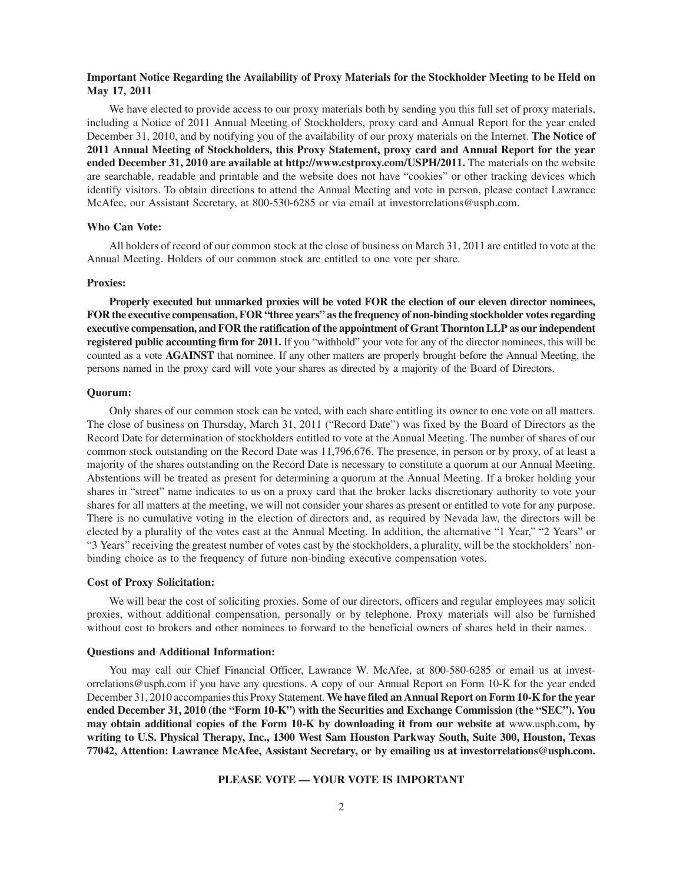**Important Notice Regarding the Availability of Proxy Materials for the Stockholder Meeting to be Held on May 17, 2011**

We have elected to provide access to our proxy materials both by sending you this full set of proxy materials, including a Notice of 2011 Annual Meeting of Stockholders, proxy card and Annual Report for the year ended December 31, 2010, and by notifying you of the availability of our proxy materials on the Internet. **The Notice of 2011 Annual Meeting of Stockholders, this Proxy Statement, proxy card and Annual Report for the year ended December 31, 2010 are available at http://www.cstproxy.com/USPH/2011.** The materials on the website are searchable, readable and printable and the website does not have "cookies" or other tracking devices which identify visitors. To obtain directions to attend the Annual Meeting and vote in person, please contact Lawrance McAfee, our Assistant Secretary, at 800-530-6285 or via email at investorrelations@usph.com.

**Who Can Vote:**

All holders of record of our common stock at the close of business on March 31, 2011 are entitled to vote at the Annual Meeting. Holders of our common stock are entitled to one vote per share.

**Proxies:**

**Properly executed but unmarked proxies will be voted FOR the election of our eleven director nominees, FOR the executive compensation, FOR "three years" as the frequency of non-binding stockholder votes regarding executive compensation, and FOR the ratification of the appointment of Grant Thornton LLP as our independent registered public accounting firm for 2011.** If you "withhold" your vote for any of the director nominees, this will be counted as a vote **AGAINST** that nominee. If any other matters are properly brought before the Annual Meeting, the persons named in the proxy card will vote your shares as directed by a majority of the Board of Directors.

**Quorum:**

Only shares of our common stock can be voted, with each share entitling its owner to one vote on all matters. The close of business on Thursday, March 31, 2011 ("Record Date") was fixed by the Board of Directors as the Record Date for determination of stockholders entitled to vote at the Annual Meeting. The number of shares of our common stock outstanding on the Record Date was 11,796,676. The presence, in person or by proxy, of at least a majority of the shares outstanding on the Record Date is necessary to constitute a quorum at our Annual Meeting. Abstentions will be treated as present for determining a quorum at the Annual Meeting. If a broker holding your shares in "street" name indicates to us on a proxy card that the broker lacks discretionary authority to vote your shares for all matters at the meeting, we will not consider your shares as present or entitled to vote for any purpose. There is no cumulative voting in the election of directors and, as required by Nevada law, the directors will be elected by a plurality of the votes cast at the Annual Meeting. In addition, the alternative "1 Year," "2 Years" or "3 Years" receiving the greatest number of votes cast by the stockholders, a plurality, will be the stockholders' non-binding choice as to the frequency of future non-binding executive compensation votes.

**Cost of Proxy Solicitation:**

We will bear the cost of soliciting proxies. Some of our directors, officers and regular employees may solicit proxies, without additional compensation, personally or by telephone. Proxy materials will also be furnished without cost to brokers and other nominees to forward to the beneficial owners of shares held in their names.

**Questions and Additional Information:**

You may call our Chief Financial Officer, Lawrance W. McAfee, at 800-580-6285 or email us at investorrelations@usph.com if you have any questions. A copy of our Annual Report on Form 10-K for the year ended December 31, 2010 accompanies this Proxy Statement. **We have filed an Annual Report on Form 10-K for the year ended December 31, 2010 (the "Form 10-K") with the Securities and Exchange Commission (the "SEC"). You may obtain additional copies of the Form 10-K by downloading it from our website at** www.usph.com**, by writing to U.S. Physical Therapy, Inc., 1300 West Sam Houston Parkway South, Suite 300, Houston, Texas 77042, Attention: Lawrance McAfee, Assistant Secretary, or by emailing us at investorrelations@usph.com.**

**PLEASE VOTE — YOUR VOTE IS IMPORTANT**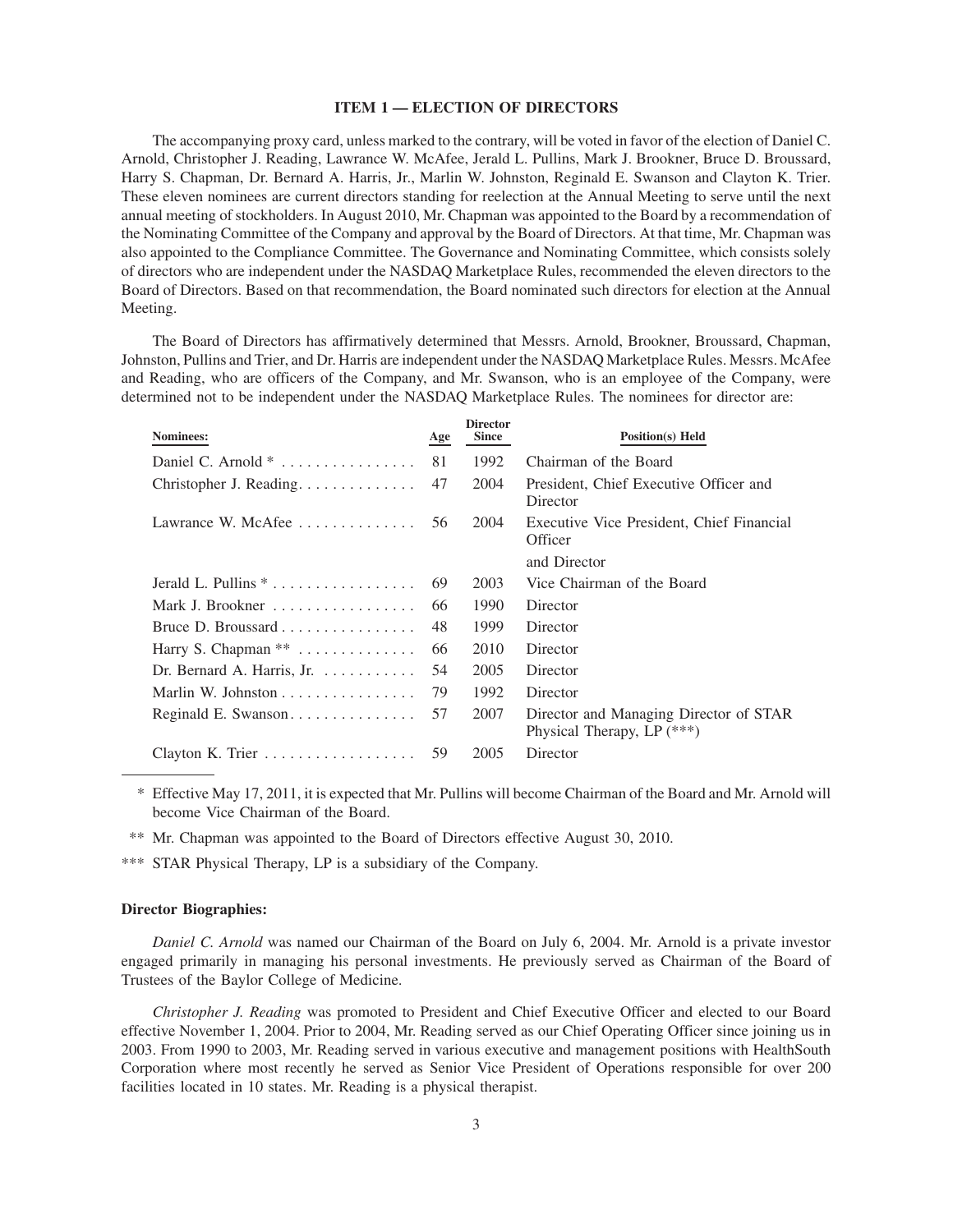### ITEM 1 — ELECTION OF DIRECTORS

The accompanying proxy card, unless marked to the contrary, will be voted in favor of the election of Daniel C. Arnold, Christopher J. Reading, Lawrance W. McAfee, Jerald L. Pullins, Mark J. Brookner, Bruce D. Broussard, Harry S. Chapman, Dr. Bernard A. Harris, Jr., Marlin W. Johnston, Reginald E. Swanson and Clayton K. Trier. These eleven nominees are current directors standing for reelection at the Annual Meeting to serve until the next annual meeting of stockholders. In August 2010, Mr. Chapman was appointed to the Board by a recommendation of the Nominating Committee of the Company and approval by the Board of Directors. At that time, Mr. Chapman was also appointed to the Compliance Committee. The Governance and Nominating Committee, which consists solely of directors who are independent under the NASDAQ Marketplace Rules, recommended the eleven directors to the Board of Directors. Based on that recommendation, the Board nominated such directors for election at the Annual Meeting.

The Board of Directors has affirmatively determined that Messrs. Arnold, Brookner, Broussard, Chapman, Johnston, Pullins and Trier, and Dr. Harris are independent under the NASDAQ Marketplace Rules. Messrs. McAfee and Reading, who are officers of the Company, and Mr. Swanson, who is an employee of the Company, were determined not to be independent under the NASDAQ Marketplace Rules. The nominees for director are:

| Nominees: | Age | Director Since | Position(s) Held |
|---|---|---|---|
| Daniel C. Arnold * | 81 | 1992 | Chairman of the Board |
| Christopher J. Reading | 47 | 2004 | President, Chief Executive Officer and Director |
| Lawrance W. McAfee | 56 | 2004 | Executive Vice President, Chief Financial Officer and Director |
| Jerald L. Pullins * | 69 | 2003 | Vice Chairman of the Board |
| Mark J. Brookner | 66 | 1990 | Director |
| Bruce D. Broussard | 48 | 1999 | Director |
| Harry S. Chapman ** | 66 | 2010 | Director |
| Dr. Bernard A. Harris, Jr. | 54 | 2005 | Director |
| Marlin W. Johnston | 79 | 1992 | Director |
| Reginald E. Swanson | 57 | 2007 | Director and Managing Director of STAR Physical Therapy, LP (***) |
| Clayton K. Trier | 59 | 2005 | Director |

\* Effective May 17, 2011, it is expected that Mr. Pullins will become Chairman of the Board and Mr. Arnold will become Vice Chairman of the Board.

\*\* Mr. Chapman was appointed to the Board of Directors effective August 30, 2010.

\*\*\* STAR Physical Therapy, LP is a subsidiary of the Company.

**Director Biographies:**

*Daniel C. Arnold* was named our Chairman of the Board on July 6, 2004. Mr. Arnold is a private investor engaged primarily in managing his personal investments. He previously served as Chairman of the Board of Trustees of the Baylor College of Medicine.

*Christopher J. Reading* was promoted to President and Chief Executive Officer and elected to our Board effective November 1, 2004. Prior to 2004, Mr. Reading served as our Chief Operating Officer since joining us in 2003. From 1990 to 2003, Mr. Reading served in various executive and management positions with HealthSouth Corporation where most recently he served as Senior Vice President of Operations responsible for over 200 facilities located in 10 states. Mr. Reading is a physical therapist.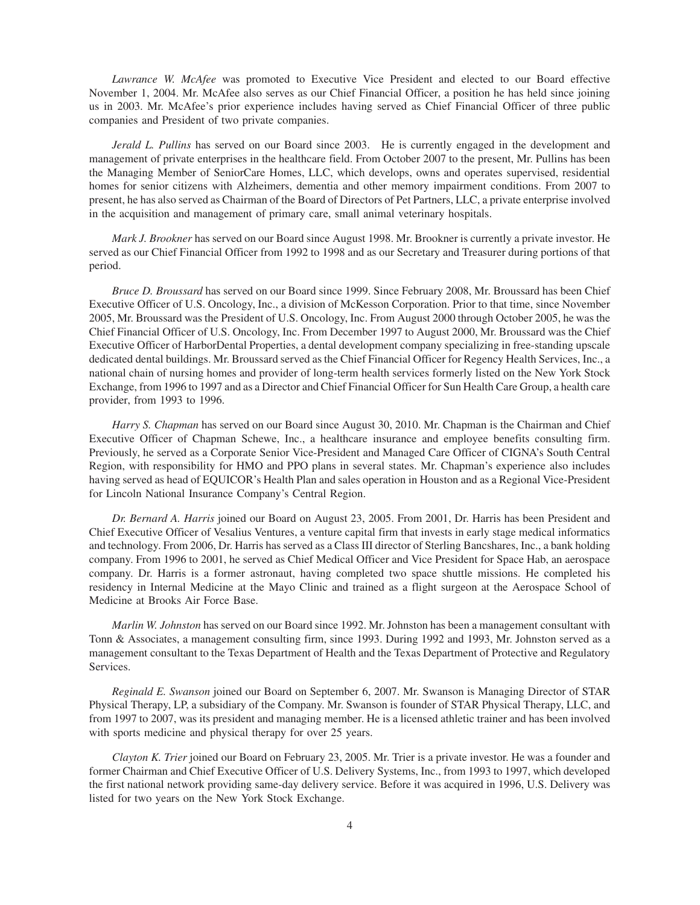*Lawrance W. McAfee* was promoted to Executive Vice President and elected to our Board effective November 1, 2004. Mr. McAfee also serves as our Chief Financial Officer, a position he has held since joining us in 2003. Mr. McAfee's prior experience includes having served as Chief Financial Officer of three public companies and President of two private companies.

*Jerald L. Pullins* has served on our Board since 2003. He is currently engaged in the development and management of private enterprises in the healthcare field. From October 2007 to the present, Mr. Pullins has been the Managing Member of SeniorCare Homes, LLC, which develops, owns and operates supervised, residential homes for senior citizens with Alzheimers, dementia and other memory impairment conditions. From 2007 to present, he has also served as Chairman of the Board of Directors of Pet Partners, LLC, a private enterprise involved in the acquisition and management of primary care, small animal veterinary hospitals.

*Mark J. Brookner* has served on our Board since August 1998. Mr. Brookner is currently a private investor. He served as our Chief Financial Officer from 1992 to 1998 and as our Secretary and Treasurer during portions of that period.

*Bruce D. Broussard* has served on our Board since 1999. Since February 2008, Mr. Broussard has been Chief Executive Officer of U.S. Oncology, Inc., a division of McKesson Corporation. Prior to that time, since November 2005, Mr. Broussard was the President of U.S. Oncology, Inc. From August 2000 through October 2005, he was the Chief Financial Officer of U.S. Oncology, Inc. From December 1997 to August 2000, Mr. Broussard was the Chief Executive Officer of HarborDental Properties, a dental development company specializing in free-standing upscale dedicated dental buildings. Mr. Broussard served as the Chief Financial Officer for Regency Health Services, Inc., a national chain of nursing homes and provider of long-term health services formerly listed on the New York Stock Exchange, from 1996 to 1997 and as a Director and Chief Financial Officer for Sun Health Care Group, a health care provider, from 1993 to 1996.

*Harry S. Chapman* has served on our Board since August 30, 2010. Mr. Chapman is the Chairman and Chief Executive Officer of Chapman Schewe, Inc., a healthcare insurance and employee benefits consulting firm. Previously, he served as a Corporate Senior Vice-President and Managed Care Officer of CIGNA's South Central Region, with responsibility for HMO and PPO plans in several states. Mr. Chapman's experience also includes having served as head of EQUICOR's Health Plan and sales operation in Houston and as a Regional Vice-President for Lincoln National Insurance Company's Central Region.

*Dr. Bernard A. Harris* joined our Board on August 23, 2005. From 2001, Dr. Harris has been President and Chief Executive Officer of Vesalius Ventures, a venture capital firm that invests in early stage medical informatics and technology. From 2006, Dr. Harris has served as a Class III director of Sterling Bancshares, Inc., a bank holding company. From 1996 to 2001, he served as Chief Medical Officer and Vice President for Space Hab, an aerospace company. Dr. Harris is a former astronaut, having completed two space shuttle missions. He completed his residency in Internal Medicine at the Mayo Clinic and trained as a flight surgeon at the Aerospace School of Medicine at Brooks Air Force Base.

*Marlin W. Johnston* has served on our Board since 1992. Mr. Johnston has been a management consultant with Tonn & Associates, a management consulting firm, since 1993. During 1992 and 1993, Mr. Johnston served as a management consultant to the Texas Department of Health and the Texas Department of Protective and Regulatory Services.

*Reginald E. Swanson* joined our Board on September 6, 2007. Mr. Swanson is Managing Director of STAR Physical Therapy, LP, a subsidiary of the Company. Mr. Swanson is founder of STAR Physical Therapy, LLC, and from 1997 to 2007, was its president and managing member. He is a licensed athletic trainer and has been involved with sports medicine and physical therapy for over 25 years.

*Clayton K. Trier* joined our Board on February 23, 2005. Mr. Trier is a private investor. He was a founder and former Chairman and Chief Executive Officer of U.S. Delivery Systems, Inc., from 1993 to 1997, which developed the first national network providing same-day delivery service. Before it was acquired in 1996, U.S. Delivery was listed for two years on the New York Stock Exchange.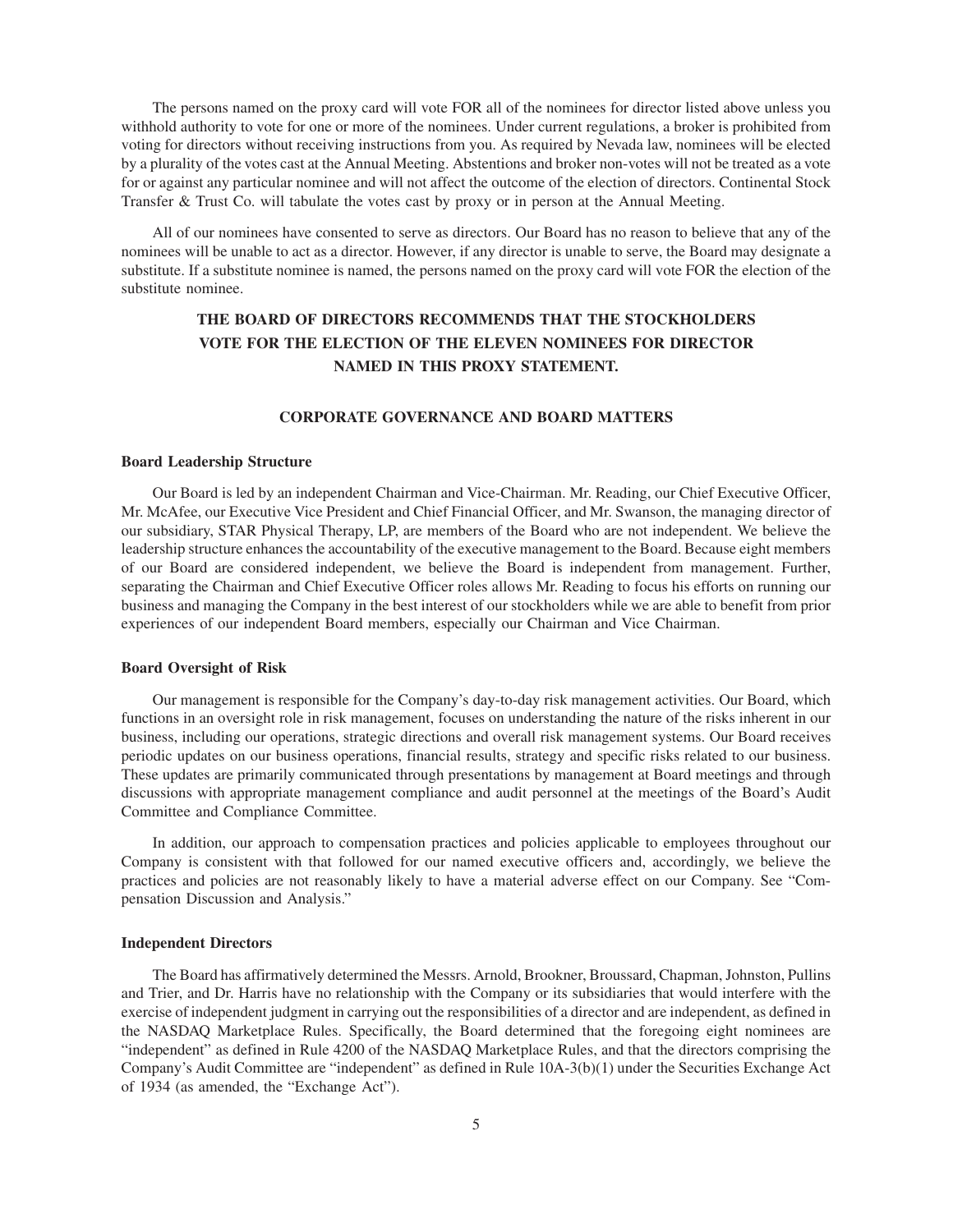The persons named on the proxy card will vote FOR all of the nominees for director listed above unless you withhold authority to vote for one or more of the nominees. Under current regulations, a broker is prohibited from voting for directors without receiving instructions from you. As required by Nevada law, nominees will be elected by a plurality of the votes cast at the Annual Meeting. Abstentions and broker non-votes will not be treated as a vote for or against any particular nominee and will not affect the outcome of the election of directors. Continental Stock Transfer & Trust Co. will tabulate the votes cast by proxy or in person at the Annual Meeting.

All of our nominees have consented to serve as directors. Our Board has no reason to believe that any of the nominees will be unable to act as a director. However, if any director is unable to serve, the Board may designate a substitute. If a substitute nominee is named, the persons named on the proxy card will vote FOR the election of the substitute nominee.

**THE BOARD OF DIRECTORS RECOMMENDS THAT THE STOCKHOLDERS VOTE FOR THE ELECTION OF THE ELEVEN NOMINEES FOR DIRECTOR NAMED IN THIS PROXY STATEMENT.**

## CORPORATE GOVERNANCE AND BOARD MATTERS

### Board Leadership Structure

Our Board is led by an independent Chairman and Vice-Chairman. Mr. Reading, our Chief Executive Officer, Mr. McAfee, our Executive Vice President and Chief Financial Officer, and Mr. Swanson, the managing director of our subsidiary, STAR Physical Therapy, LP, are members of the Board who are not independent. We believe the leadership structure enhances the accountability of the executive management to the Board. Because eight members of our Board are considered independent, we believe the Board is independent from management. Further, separating the Chairman and Chief Executive Officer roles allows Mr. Reading to focus his efforts on running our business and managing the Company in the best interest of our stockholders while we are able to benefit from prior experiences of our independent Board members, especially our Chairman and Vice Chairman.

### Board Oversight of Risk

Our management is responsible for the Company's day-to-day risk management activities. Our Board, which functions in an oversight role in risk management, focuses on understanding the nature of the risks inherent in our business, including our operations, strategic directions and overall risk management systems. Our Board receives periodic updates on our business operations, financial results, strategy and specific risks related to our business. These updates are primarily communicated through presentations by management at Board meetings and through discussions with appropriate management compliance and audit personnel at the meetings of the Board's Audit Committee and Compliance Committee.

In addition, our approach to compensation practices and policies applicable to employees throughout our Company is consistent with that followed for our named executive officers and, accordingly, we believe the practices and policies are not reasonably likely to have a material adverse effect on our Company. See "Compensation Discussion and Analysis."

### Independent Directors

The Board has affirmatively determined the Messrs. Arnold, Brookner, Broussard, Chapman, Johnston, Pullins and Trier, and Dr. Harris have no relationship with the Company or its subsidiaries that would interfere with the exercise of independent judgment in carrying out the responsibilities of a director and are independent, as defined in the NASDAQ Marketplace Rules. Specifically, the Board determined that the foregoing eight nominees are "independent" as defined in Rule 4200 of the NASDAQ Marketplace Rules, and that the directors comprising the Company's Audit Committee are "independent" as defined in Rule 10A-3(b)(1) under the Securities Exchange Act of 1934 (as amended, the "Exchange Act").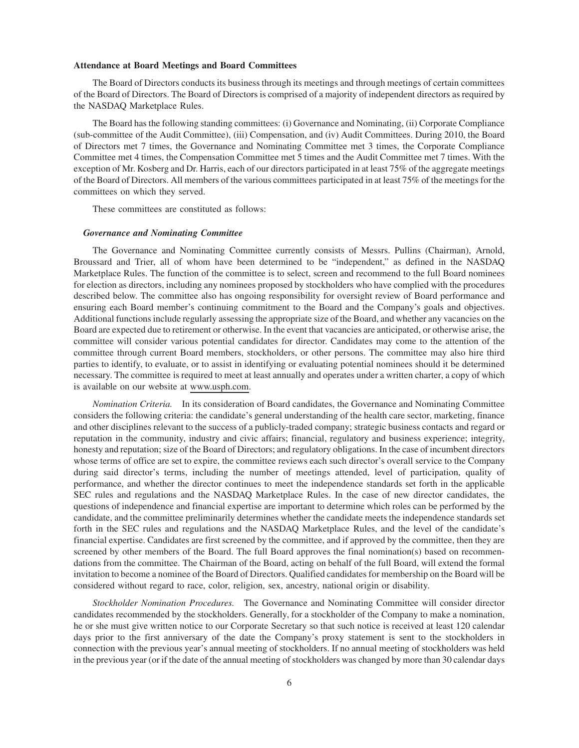### Attendance at Board Meetings and Board Committees

The Board of Directors conducts its business through its meetings and through meetings of certain committees of the Board of Directors. The Board of Directors is comprised of a majority of independent directors as required by the NASDAQ Marketplace Rules.

The Board has the following standing committees: (i) Governance and Nominating, (ii) Corporate Compliance (sub-committee of the Audit Committee), (iii) Compensation, and (iv) Audit Committees. During 2010, the Board of Directors met 7 times, the Governance and Nominating Committee met 3 times, the Corporate Compliance Committee met 4 times, the Compensation Committee met 5 times and the Audit Committee met 7 times. With the exception of Mr. Kosberg and Dr. Harris, each of our directors participated in at least 75% of the aggregate meetings of the Board of Directors. All members of the various committees participated in at least 75% of the meetings for the committees on which they served.

These committees are constituted as follows:

#### *Governance and Nominating Committee*

The Governance and Nominating Committee currently consists of Messrs. Pullins (Chairman), Arnold, Broussard and Trier, all of whom have been determined to be "independent," as defined in the NASDAQ Marketplace Rules. The function of the committee is to select, screen and recommend to the full Board nominees for election as directors, including any nominees proposed by stockholders who have complied with the procedures described below. The committee also has ongoing responsibility for oversight review of Board performance and ensuring each Board member's continuing commitment to the Board and the Company's goals and objectives. Additional functions include regularly assessing the appropriate size of the Board, and whether any vacancies on the Board are expected due to retirement or otherwise. In the event that vacancies are anticipated, or otherwise arise, the committee will consider various potential candidates for director. Candidates may come to the attention of the committee through current Board members, stockholders, or other persons. The committee may also hire third parties to identify, to evaluate, or to assist in identifying or evaluating potential nominees should it be determined necessary. The committee is required to meet at least annually and operates under a written charter, a copy of which is available on our website at www.usph.com.

*Nomination Criteria.* In its consideration of Board candidates, the Governance and Nominating Committee considers the following criteria: the candidate's general understanding of the health care sector, marketing, finance and other disciplines relevant to the success of a publicly-traded company; strategic business contacts and regard or reputation in the community, industry and civic affairs; financial, regulatory and business experience; integrity, honesty and reputation; size of the Board of Directors; and regulatory obligations. In the case of incumbent directors whose terms of office are set to expire, the committee reviews each such director's overall service to the Company during said director's terms, including the number of meetings attended, level of participation, quality of performance, and whether the director continues to meet the independence standards set forth in the applicable SEC rules and regulations and the NASDAQ Marketplace Rules. In the case of new director candidates, the questions of independence and financial expertise are important to determine which roles can be performed by the candidate, and the committee preliminarily determines whether the candidate meets the independence standards set forth in the SEC rules and regulations and the NASDAQ Marketplace Rules, and the level of the candidate's financial expertise. Candidates are first screened by the committee, and if approved by the committee, then they are screened by other members of the Board. The full Board approves the final nomination(s) based on recommendations from the committee. The Chairman of the Board, acting on behalf of the full Board, will extend the formal invitation to become a nominee of the Board of Directors. Qualified candidates for membership on the Board will be considered without regard to race, color, religion, sex, ancestry, national origin or disability.

*Stockholder Nomination Procedures.* The Governance and Nominating Committee will consider director candidates recommended by the stockholders. Generally, for a stockholder of the Company to make a nomination, he or she must give written notice to our Corporate Secretary so that such notice is received at least 120 calendar days prior to the first anniversary of the date the Company's proxy statement is sent to the stockholders in connection with the previous year's annual meeting of stockholders. If no annual meeting of stockholders was held in the previous year (or if the date of the annual meeting of stockholders was changed by more than 30 calendar days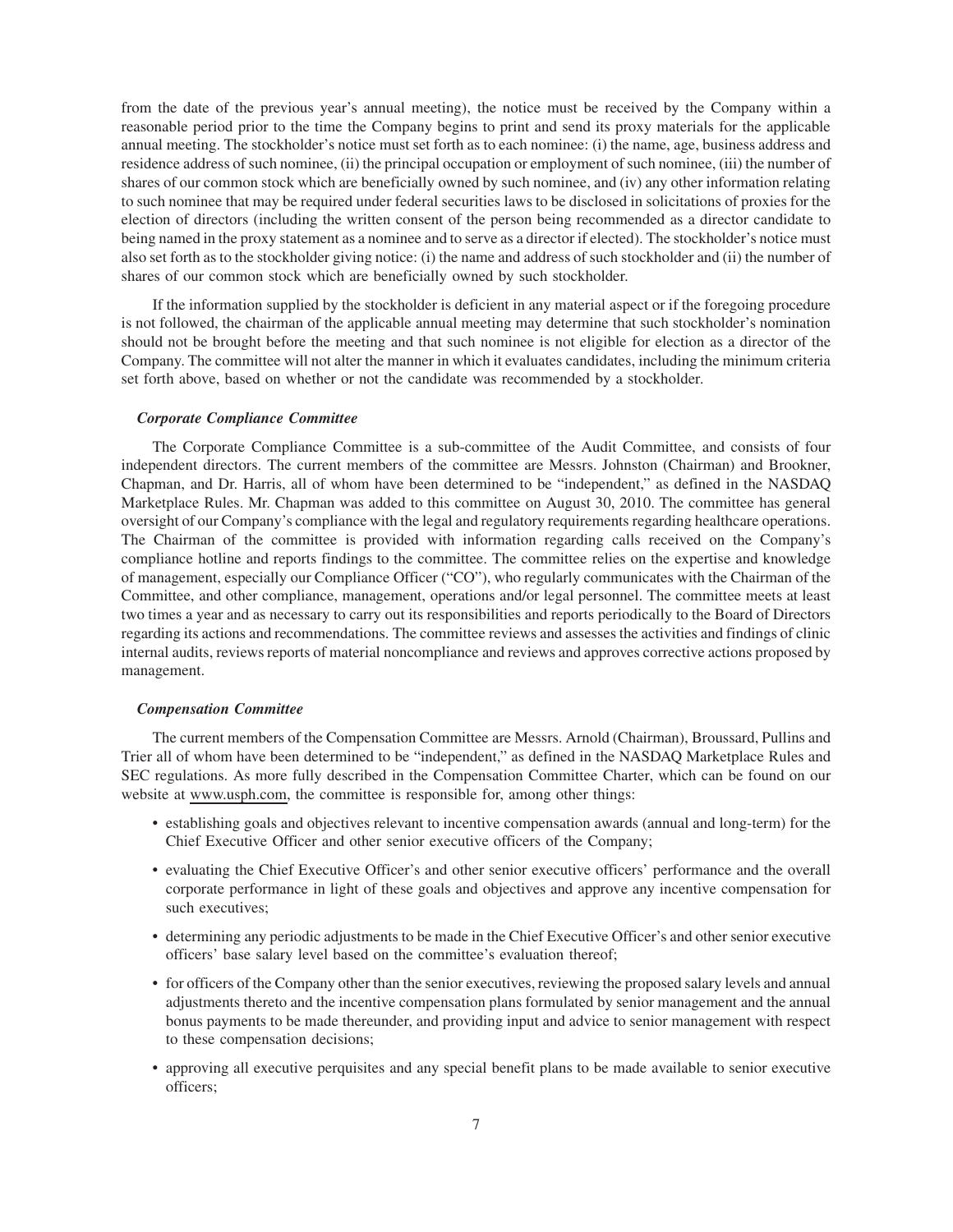from the date of the previous year's annual meeting), the notice must be received by the Company within a reasonable period prior to the time the Company begins to print and send its proxy materials for the applicable annual meeting. The stockholder's notice must set forth as to each nominee: (i) the name, age, business address and residence address of such nominee, (ii) the principal occupation or employment of such nominee, (iii) the number of shares of our common stock which are beneficially owned by such nominee, and (iv) any other information relating to such nominee that may be required under federal securities laws to be disclosed in solicitations of proxies for the election of directors (including the written consent of the person being recommended as a director candidate to being named in the proxy statement as a nominee and to serve as a director if elected). The stockholder's notice must also set forth as to the stockholder giving notice: (i) the name and address of such stockholder and (ii) the number of shares of our common stock which are beneficially owned by such stockholder.

If the information supplied by the stockholder is deficient in any material aspect or if the foregoing procedure is not followed, the chairman of the applicable annual meeting may determine that such stockholder's nomination should not be brought before the meeting and that such nominee is not eligible for election as a director of the Company. The committee will not alter the manner in which it evaluates candidates, including the minimum criteria set forth above, based on whether or not the candidate was recommended by a stockholder.

***Corporate Compliance Committee***

The Corporate Compliance Committee is a sub-committee of the Audit Committee, and consists of four independent directors. The current members of the committee are Messrs. Johnston (Chairman) and Brookner, Chapman, and Dr. Harris, all of whom have been determined to be "independent," as defined in the NASDAQ Marketplace Rules. Mr. Chapman was added to this committee on August 30, 2010. The committee has general oversight of our Company's compliance with the legal and regulatory requirements regarding healthcare operations. The Chairman of the committee is provided with information regarding calls received on the Company's compliance hotline and reports findings to the committee. The committee relies on the expertise and knowledge of management, especially our Compliance Officer ("CO"), who regularly communicates with the Chairman of the Committee, and other compliance, management, operations and/or legal personnel. The committee meets at least two times a year and as necessary to carry out its responsibilities and reports periodically to the Board of Directors regarding its actions and recommendations. The committee reviews and assesses the activities and findings of clinic internal audits, reviews reports of material noncompliance and reviews and approves corrective actions proposed by management.

***Compensation Committee***

The current members of the Compensation Committee are Messrs. Arnold (Chairman), Broussard, Pullins and Trier all of whom have been determined to be "independent," as defined in the NASDAQ Marketplace Rules and SEC regulations. As more fully described in the Compensation Committee Charter, which can be found on our website at www.usph.com, the committee is responsible for, among other things:

- establishing goals and objectives relevant to incentive compensation awards (annual and long-term) for the Chief Executive Officer and other senior executive officers of the Company;
- evaluating the Chief Executive Officer's and other senior executive officers' performance and the overall corporate performance in light of these goals and objectives and approve any incentive compensation for such executives;
- determining any periodic adjustments to be made in the Chief Executive Officer's and other senior executive officers' base salary level based on the committee's evaluation thereof;
- for officers of the Company other than the senior executives, reviewing the proposed salary levels and annual adjustments thereto and the incentive compensation plans formulated by senior management and the annual bonus payments to be made thereunder, and providing input and advice to senior management with respect to these compensation decisions;
- approving all executive perquisites and any special benefit plans to be made available to senior executive officers;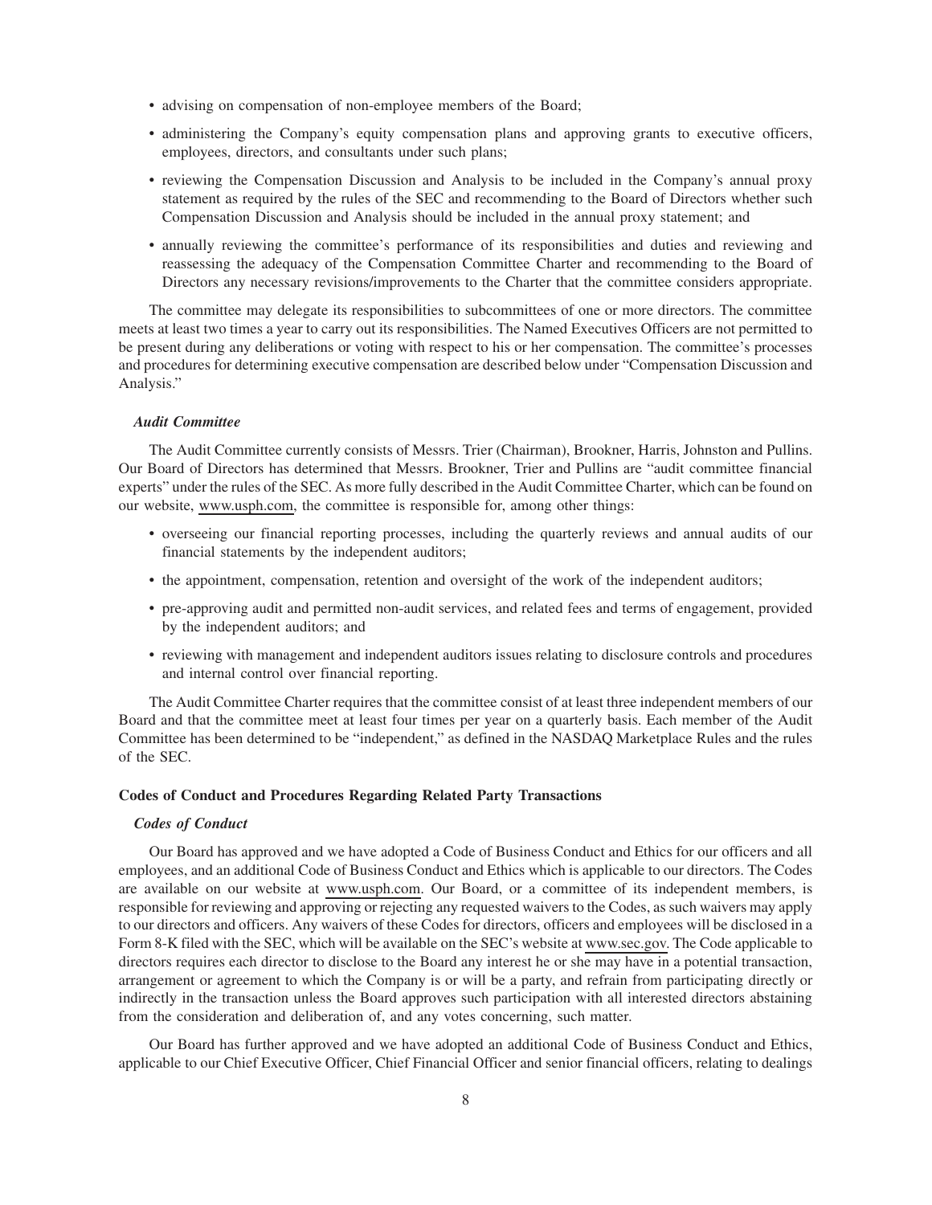- advising on compensation of non-employee members of the Board;
- administering the Company's equity compensation plans and approving grants to executive officers, employees, directors, and consultants under such plans;
- reviewing the Compensation Discussion and Analysis to be included in the Company's annual proxy statement as required by the rules of the SEC and recommending to the Board of Directors whether such Compensation Discussion and Analysis should be included in the annual proxy statement; and
- annually reviewing the committee's performance of its responsibilities and duties and reviewing and reassessing the adequacy of the Compensation Committee Charter and recommending to the Board of Directors any necessary revisions/improvements to the Charter that the committee considers appropriate.

The committee may delegate its responsibilities to subcommittees of one or more directors. The committee meets at least two times a year to carry out its responsibilities. The Named Executives Officers are not permitted to be present during any deliberations or voting with respect to his or her compensation. The committee's processes and procedures for determining executive compensation are described below under "Compensation Discussion and Analysis."

### *Audit Committee*

The Audit Committee currently consists of Messrs. Trier (Chairman), Brookner, Harris, Johnston and Pullins. Our Board of Directors has determined that Messrs. Brookner, Trier and Pullins are "audit committee financial experts" under the rules of the SEC. As more fully described in the Audit Committee Charter, which can be found on our website, www.usph.com, the committee is responsible for, among other things:

- overseeing our financial reporting processes, including the quarterly reviews and annual audits of our financial statements by the independent auditors;
- the appointment, compensation, retention and oversight of the work of the independent auditors;
- pre-approving audit and permitted non-audit services, and related fees and terms of engagement, provided by the independent auditors; and
- reviewing with management and independent auditors issues relating to disclosure controls and procedures and internal control over financial reporting.

The Audit Committee Charter requires that the committee consist of at least three independent members of our Board and that the committee meet at least four times per year on a quarterly basis. Each member of the Audit Committee has been determined to be "independent," as defined in the NASDAQ Marketplace Rules and the rules of the SEC.

## Codes of Conduct and Procedures Regarding Related Party Transactions

### *Codes of Conduct*

Our Board has approved and we have adopted a Code of Business Conduct and Ethics for our officers and all employees, and an additional Code of Business Conduct and Ethics which is applicable to our directors. The Codes are available on our website at www.usph.com. Our Board, or a committee of its independent members, is responsible for reviewing and approving or rejecting any requested waivers to the Codes, as such waivers may apply to our directors and officers. Any waivers of these Codes for directors, officers and employees will be disclosed in a Form 8-K filed with the SEC, which will be available on the SEC's website at www.sec.gov. The Code applicable to directors requires each director to disclose to the Board any interest he or she may have in a potential transaction, arrangement or agreement to which the Company is or will be a party, and refrain from participating directly or indirectly in the transaction unless the Board approves such participation with all interested directors abstaining from the consideration and deliberation of, and any votes concerning, such matter.

Our Board has further approved and we have adopted an additional Code of Business Conduct and Ethics, applicable to our Chief Executive Officer, Chief Financial Officer and senior financial officers, relating to dealings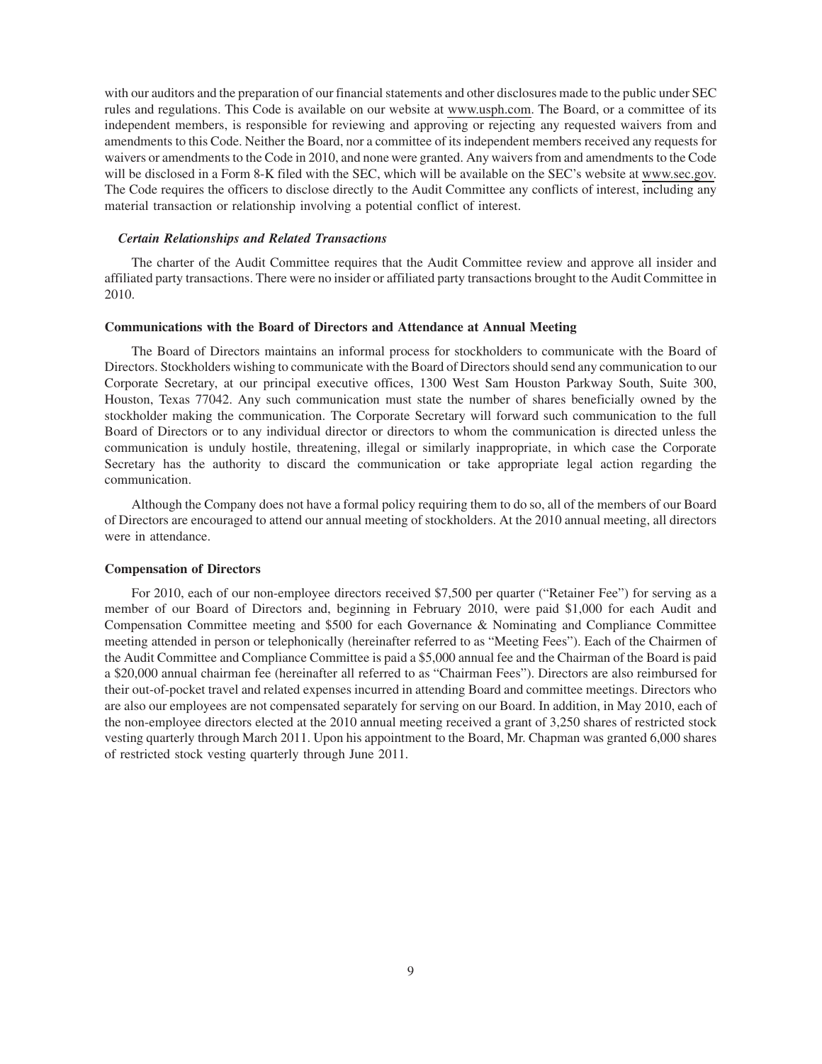with our auditors and the preparation of our financial statements and other disclosures made to the public under SEC rules and regulations. This Code is available on our website at www.usph.com. The Board, or a committee of its independent members, is responsible for reviewing and approving or rejecting any requested waivers from and amendments to this Code. Neither the Board, nor a committee of its independent members received any requests for waivers or amendments to the Code in 2010, and none were granted. Any waivers from and amendments to the Code will be disclosed in a Form 8-K filed with the SEC, which will be available on the SEC's website at www.sec.gov. The Code requires the officers to disclose directly to the Audit Committee any conflicts of interest, including any material transaction or relationship involving a potential conflict of interest.

### *Certain Relationships and Related Transactions*

The charter of the Audit Committee requires that the Audit Committee review and approve all insider and affiliated party transactions. There were no insider or affiliated party transactions brought to the Audit Committee in 2010.

### Communications with the Board of Directors and Attendance at Annual Meeting

The Board of Directors maintains an informal process for stockholders to communicate with the Board of Directors. Stockholders wishing to communicate with the Board of Directors should send any communication to our Corporate Secretary, at our principal executive offices, 1300 West Sam Houston Parkway South, Suite 300, Houston, Texas 77042. Any such communication must state the number of shares beneficially owned by the stockholder making the communication. The Corporate Secretary will forward such communication to the full Board of Directors or to any individual director or directors to whom the communication is directed unless the communication is unduly hostile, threatening, illegal or similarly inappropriate, in which case the Corporate Secretary has the authority to discard the communication or take appropriate legal action regarding the communication.

Although the Company does not have a formal policy requiring them to do so, all of the members of our Board of Directors are encouraged to attend our annual meeting of stockholders. At the 2010 annual meeting, all directors were in attendance.

### Compensation of Directors

For 2010, each of our non-employee directors received $7,500 per quarter ("Retainer Fee") for serving as a member of our Board of Directors and, beginning in February 2010, were paid $1,000 for each Audit and Compensation Committee meeting and $500 for each Governance & Nominating and Compliance Committee meeting attended in person or telephonically (hereinafter referred to as "Meeting Fees"). Each of the Chairmen of the Audit Committee and Compliance Committee is paid a $5,000 annual fee and the Chairman of the Board is paid a $20,000 annual chairman fee (hereinafter all referred to as "Chairman Fees"). Directors are also reimbursed for their out-of-pocket travel and related expenses incurred in attending Board and committee meetings. Directors who are also our employees are not compensated separately for serving on our Board. In addition, in May 2010, each of the non-employee directors elected at the 2010 annual meeting received a grant of 3,250 shares of restricted stock vesting quarterly through March 2011. Upon his appointment to the Board, Mr. Chapman was granted 6,000 shares of restricted stock vesting quarterly through June 2011.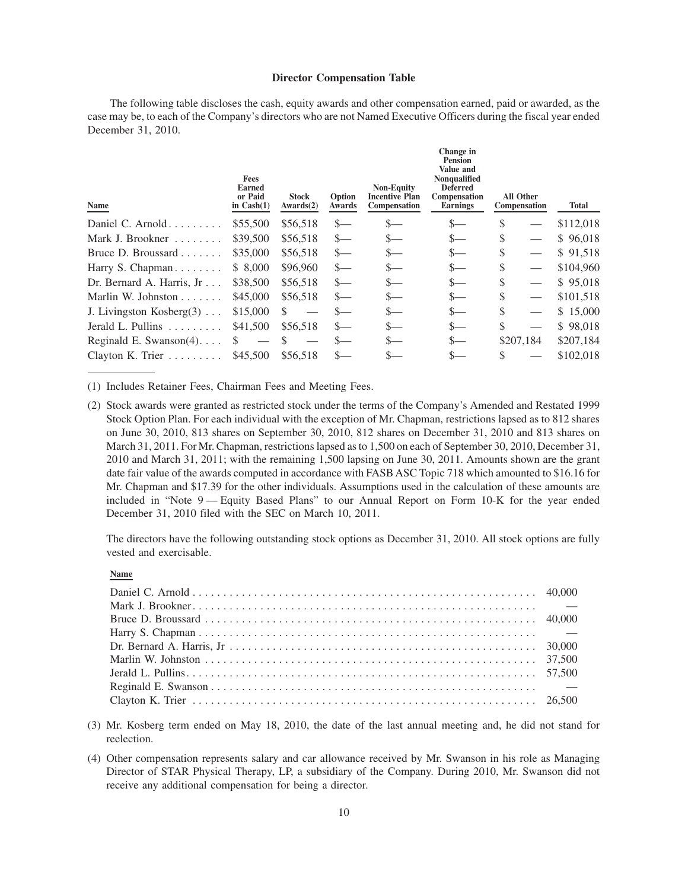**Director Compensation Table**

The following table discloses the cash, equity awards and other compensation earned, paid or awarded, as the case may be, to each of the Company's directors who are not Named Executive Officers during the fiscal year ended December 31, 2010.

| Name | Fees Earned or Paid in Cash(1) | Stock Awards(2) | Option Awards | Non-Equity Incentive Plan Compensation | Change in Pension Value and Nonqualified Deferred Compensation Earnings | All Other Compensation | Total |
|---|---|---|---|---|---|---|---|
| Daniel C. Arnold | $55,500 | $56,518 | $— | $— | $— | $ — | $112,018 |
| Mark J. Brookner | $39,500 | $56,518 | $— | $— | $— | $ — | $ 96,018 |
| Bruce D. Broussard | $35,000 | $56,518 | $— | $— | $— | $ — | $ 91,518 |
| Harry S. Chapman | $ 8,000 | $96,960 | $— | $— | $— | $ — | $104,960 |
| Dr. Bernard A. Harris, Jr | $38,500 | $56,518 | $— | $— | $— | $ — | $ 95,018 |
| Marlin W. Johnston | $45,000 | $56,518 | $— | $— | $— | $ — | $101,518 |
| J. Livingston Kosberg(3) | $15,000 | $ — | $— | $— | $— | $ — | $ 15,000 |
| Jerald L. Pullins | $41,500 | $56,518 | $— | $— | $— | $ — | $ 98,018 |
| Reginald E. Swanson(4) | $ — | $ — | $— | $— | $— | $207,184 | $207,184 |
| Clayton K. Trier | $45,500 | $56,518 | $— | $— | $— | $ — | $102,018 |

(1) Includes Retainer Fees, Chairman Fees and Meeting Fees.

(2) Stock awards were granted as restricted stock under the terms of the Company's Amended and Restated 1999 Stock Option Plan. For each individual with the exception of Mr. Chapman, restrictions lapsed as to 812 shares on June 30, 2010, 813 shares on September 30, 2010, 812 shares on December 31, 2010 and 813 shares on March 31, 2011. For Mr. Chapman, restrictions lapsed as to 1,500 on each of September 30, 2010, December 31, 2010 and March 31, 2011; with the remaining 1,500 lapsing on June 30, 2011. Amounts shown are the grant date fair value of the awards computed in accordance with FASB ASC Topic 718 which amounted to $16.16 for Mr. Chapman and $17.39 for the other individuals. Assumptions used in the calculation of these amounts are included in "Note 9 — Equity Based Plans" to our Annual Report on Form 10-K for the year ended December 31, 2010 filed with the SEC on March 10, 2011.

The directors have the following outstanding stock options as December 31, 2010. All stock options are fully vested and exercisable.

| Name | |
|---|---|
| Daniel C. Arnold | 40,000 |
| Mark J. Brookner | — |
| Bruce D. Broussard | 40,000 |
| Harry S. Chapman | — |
| Dr. Bernard A. Harris, Jr | 30,000 |
| Marlin W. Johnston | 37,500 |
| Jerald L. Pullins | 57,500 |
| Reginald E. Swanson | — |
| Clayton K. Trier | 26,500 |

(3) Mr. Kosberg term ended on May 18, 2010, the date of the last annual meeting and, he did not stand for reelection.

(4) Other compensation represents salary and car allowance received by Mr. Swanson in his role as Managing Director of STAR Physical Therapy, LP, a subsidiary of the Company. During 2010, Mr. Swanson did not receive any additional compensation for being a director.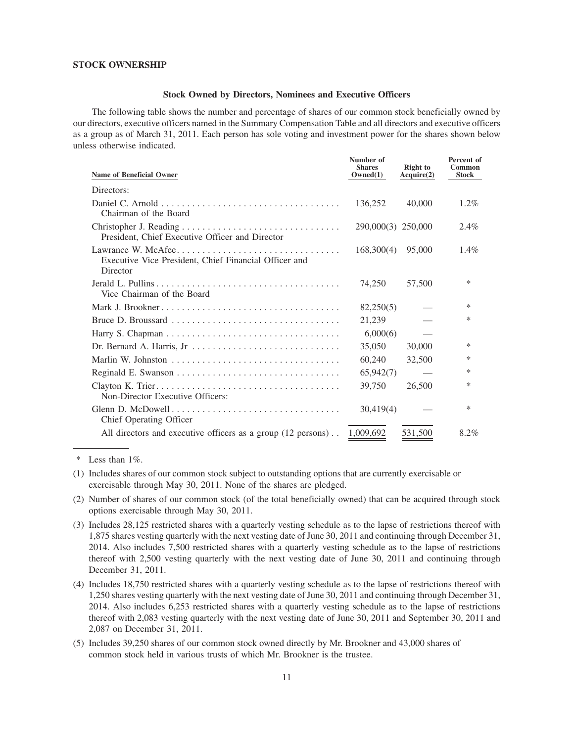**STOCK OWNERSHIP**

**Stock Owned by Directors, Nominees and Executive Officers**

The following table shows the number and percentage of shares of our common stock beneficially owned by our directors, executive officers named in the Summary Compensation Table and all directors and executive officers as a group as of March 31, 2011. Each person has sole voting and investment power for the shares shown below unless otherwise indicated.

| Name of Beneficial Owner | Number of Shares Owned(1) | Right to Acquire(2) | Percent of Common Stock |
|---|---|---|---|
| Directors: | | | |
| Daniel C. Arnold<br>Chairman of the Board | 136,252 | 40,000 | 1.2% |
| Christopher J. Reading<br>President, Chief Executive Officer and Director | 290,000(3) | 250,000 | 2.4% |
| Lawrance W. McAfee<br>Executive Vice President, Chief Financial Officer and Director | 168,300(4) | 95,000 | 1.4% |
| Jerald L. Pullins<br>Vice Chairman of the Board | 74,250 | 57,500 | * |
| Mark J. Brookner | 82,250(5) | — | * |
| Bruce D. Broussard | 21,239 | — | * |
| Harry S. Chapman | 6,000(6) | — | |
| Dr. Bernard A. Harris, Jr | 35,050 | 30,000 | * |
| Marlin W. Johnston | 60,240 | 32,500 | * |
| Reginald E. Swanson | 65,942(7) | — | * |
| Clayton K. Trier | 39,750 | 26,500 | * |
| Non-Director Executive Officers: | | | |
| Glenn D. McDowell<br>Chief Operating Officer | 30,419(4) | — | * |
| All directors and executive officers as a group (12 persons) | 1,009,692 | 531,500 | 8.2% |

\* Less than 1%.

(1) Includes shares of our common stock subject to outstanding options that are currently exercisable or exercisable through May 30, 2011. None of the shares are pledged.

(2) Number of shares of our common stock (of the total beneficially owned) that can be acquired through stock options exercisable through May 30, 2011.

(3) Includes 28,125 restricted shares with a quarterly vesting schedule as to the lapse of restrictions thereof with 1,875 shares vesting quarterly with the next vesting date of June 30, 2011 and continuing through December 31, 2014. Also includes 7,500 restricted shares with a quarterly vesting schedule as to the lapse of restrictions thereof with 2,500 vesting quarterly with the next vesting date of June 30, 2011 and continuing through December 31, 2011.

(4) Includes 18,750 restricted shares with a quarterly vesting schedule as to the lapse of restrictions thereof with 1,250 shares vesting quarterly with the next vesting date of June 30, 2011 and continuing through December 31, 2014. Also includes 6,253 restricted shares with a quarterly vesting schedule as to the lapse of restrictions thereof with 2,083 vesting quarterly with the next vesting date of June 30, 2011 and September 30, 2011 and 2,087 on December 31, 2011.

(5) Includes 39,250 shares of our common stock owned directly by Mr. Brookner and 43,000 shares of common stock held in various trusts of which Mr. Brookner is the trustee.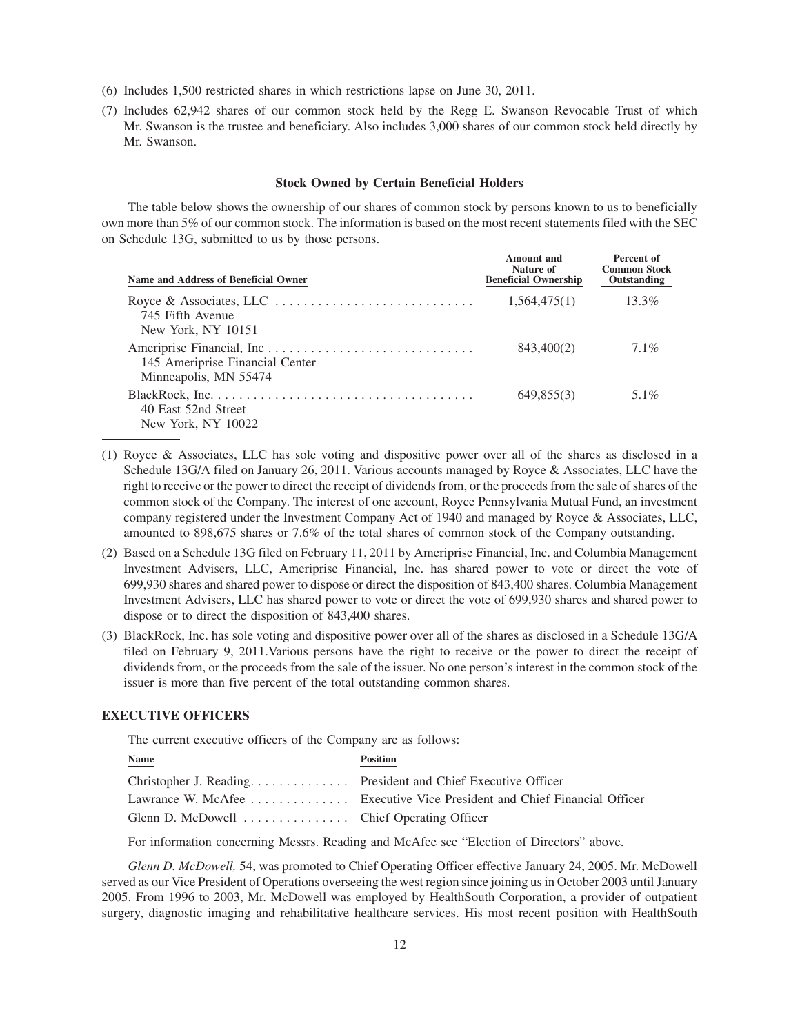(6) Includes 1,500 restricted shares in which restrictions lapse on June 30, 2011.

(7) Includes 62,942 shares of our common stock held by the Regg E. Swanson Revocable Trust of which Mr. Swanson is the trustee and beneficiary. Also includes 3,000 shares of our common stock held directly by Mr. Swanson.

### Stock Owned by Certain Beneficial Holders

The table below shows the ownership of our shares of common stock by persons known to us to beneficially own more than 5% of our common stock. The information is based on the most recent statements filed with the SEC on Schedule 13G, submitted to us by those persons.

| Name and Address of Beneficial Owner | Amount and Nature of Beneficial Ownership | Percent of Common Stock Outstanding |
|---|---|---|
| Royce & Associates, LLC<br>745 Fifth Avenue<br>New York, NY 10151 | 1,564,475(1) | 13.3% |
| Ameriprise Financial, Inc<br>145 Ameriprise Financial Center<br>Minneapolis, MN 55474 | 843,400(2) | 7.1% |
| BlackRock, Inc.<br>40 East 52nd Street<br>New York, NY 10022 | 649,855(3) | 5.1% |

(1) Royce & Associates, LLC has sole voting and dispositive power over all of the shares as disclosed in a Schedule 13G/A filed on January 26, 2011. Various accounts managed by Royce & Associates, LLC have the right to receive or the power to direct the receipt of dividends from, or the proceeds from the sale of shares of the common stock of the Company. The interest of one account, Royce Pennsylvania Mutual Fund, an investment company registered under the Investment Company Act of 1940 and managed by Royce & Associates, LLC, amounted to 898,675 shares or 7.6% of the total shares of common stock of the Company outstanding.

(2) Based on a Schedule 13G filed on February 11, 2011 by Ameriprise Financial, Inc. and Columbia Management Investment Advisers, LLC, Ameriprise Financial, Inc. has shared power to vote or direct the vote of 699,930 shares and shared power to dispose or direct the disposition of 843,400 shares. Columbia Management Investment Advisers, LLC has shared power to vote or direct the vote of 699,930 shares and shared power to dispose or to direct the disposition of 843,400 shares.

(3) BlackRock, Inc. has sole voting and dispositive power over all of the shares as disclosed in a Schedule 13G/A filed on February 9, 2011.Various persons have the right to receive or the power to direct the receipt of dividends from, or the proceeds from the sale of the issuer. No one person's interest in the common stock of the issuer is more than five percent of the total outstanding common shares.

### EXECUTIVE OFFICERS

The current executive officers of the Company are as follows:

| Name | Position |
|---|---|
| Christopher J. Reading | President and Chief Executive Officer |
| Lawrance W. McAfee | Executive Vice President and Chief Financial Officer |
| Glenn D. McDowell | Chief Operating Officer |

For information concerning Messrs. Reading and McAfee see "Election of Directors" above.

*Glenn D. McDowell,* 54, was promoted to Chief Operating Officer effective January 24, 2005. Mr. McDowell served as our Vice President of Operations overseeing the west region since joining us in October 2003 until January 2005. From 1996 to 2003, Mr. McDowell was employed by HealthSouth Corporation, a provider of outpatient surgery, diagnostic imaging and rehabilitative healthcare services. His most recent position with HealthSouth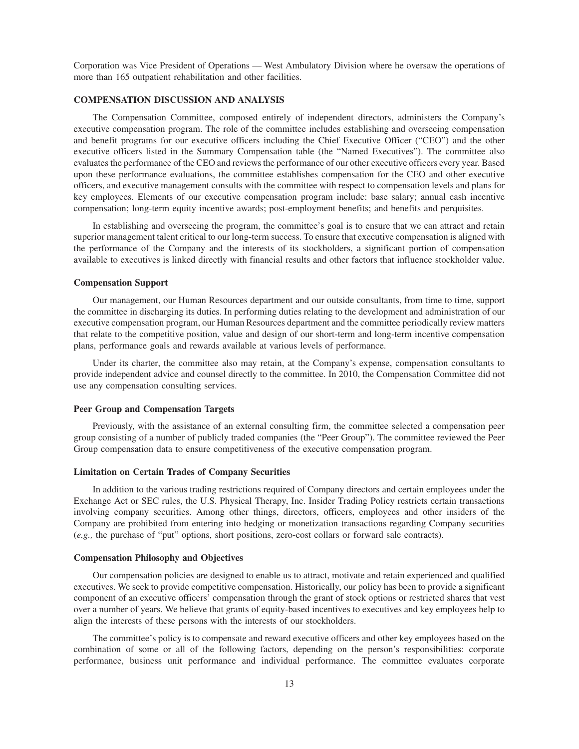Corporation was Vice President of Operations — West Ambulatory Division where he oversaw the operations of more than 165 outpatient rehabilitation and other facilities.

## COMPENSATION DISCUSSION AND ANALYSIS

The Compensation Committee, composed entirely of independent directors, administers the Company's executive compensation program. The role of the committee includes establishing and overseeing compensation and benefit programs for our executive officers including the Chief Executive Officer ("CEO") and the other executive officers listed in the Summary Compensation table (the "Named Executives"). The committee also evaluates the performance of the CEO and reviews the performance of our other executive officers every year. Based upon these performance evaluations, the committee establishes compensation for the CEO and other executive officers, and executive management consults with the committee with respect to compensation levels and plans for key employees. Elements of our executive compensation program include: base salary; annual cash incentive compensation; long-term equity incentive awards; post-employment benefits; and benefits and perquisites.

In establishing and overseeing the program, the committee's goal is to ensure that we can attract and retain superior management talent critical to our long-term success. To ensure that executive compensation is aligned with the performance of the Company and the interests of its stockholders, a significant portion of compensation available to executives is linked directly with financial results and other factors that influence stockholder value.

### Compensation Support

Our management, our Human Resources department and our outside consultants, from time to time, support the committee in discharging its duties. In performing duties relating to the development and administration of our executive compensation program, our Human Resources department and the committee periodically review matters that relate to the competitive position, value and design of our short-term and long-term incentive compensation plans, performance goals and rewards available at various levels of performance.

Under its charter, the committee also may retain, at the Company's expense, compensation consultants to provide independent advice and counsel directly to the committee. In 2010, the Compensation Committee did not use any compensation consulting services.

### Peer Group and Compensation Targets

Previously, with the assistance of an external consulting firm, the committee selected a compensation peer group consisting of a number of publicly traded companies (the "Peer Group"). The committee reviewed the Peer Group compensation data to ensure competitiveness of the executive compensation program.

### Limitation on Certain Trades of Company Securities

In addition to the various trading restrictions required of Company directors and certain employees under the Exchange Act or SEC rules, the U.S. Physical Therapy, Inc. Insider Trading Policy restricts certain transactions involving company securities. Among other things, directors, officers, employees and other insiders of the Company are prohibited from entering into hedging or monetization transactions regarding Company securities (*e.g.,* the purchase of "put" options, short positions, zero-cost collars or forward sale contracts).

### Compensation Philosophy and Objectives

Our compensation policies are designed to enable us to attract, motivate and retain experienced and qualified executives. We seek to provide competitive compensation. Historically, our policy has been to provide a significant component of an executive officers' compensation through the grant of stock options or restricted shares that vest over a number of years. We believe that grants of equity-based incentives to executives and key employees help to align the interests of these persons with the interests of our stockholders.

The committee's policy is to compensate and reward executive officers and other key employees based on the combination of some or all of the following factors, depending on the person's responsibilities: corporate performance, business unit performance and individual performance. The committee evaluates corporate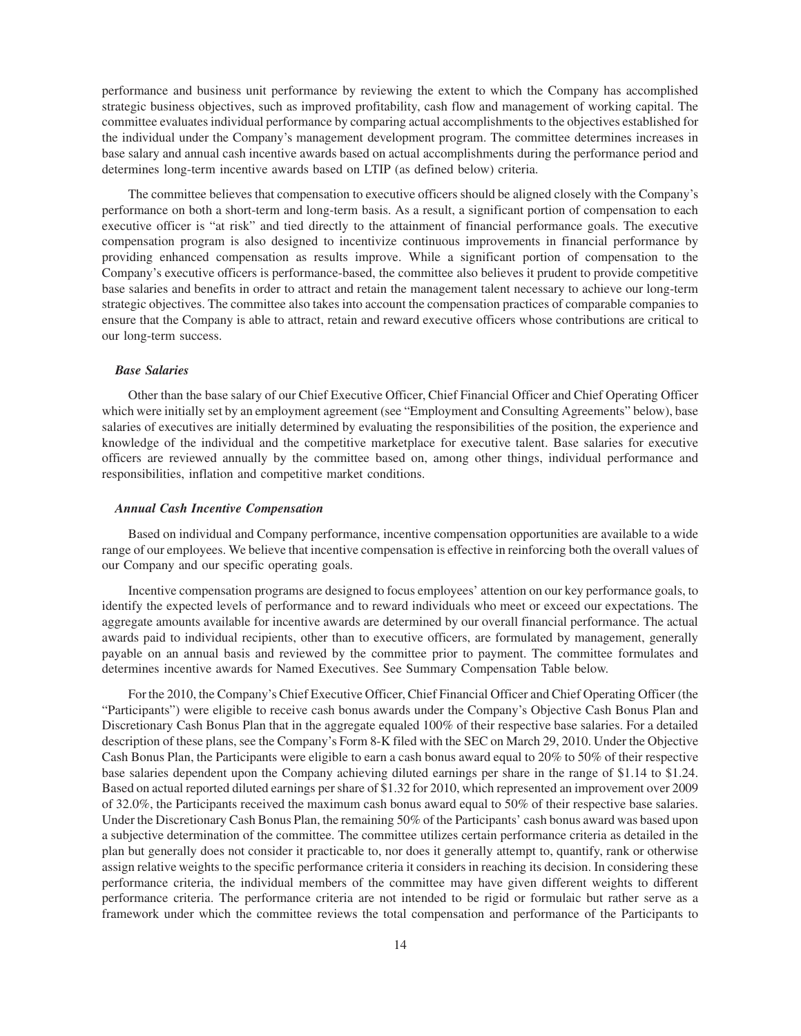performance and business unit performance by reviewing the extent to which the Company has accomplished strategic business objectives, such as improved profitability, cash flow and management of working capital. The committee evaluates individual performance by comparing actual accomplishments to the objectives established for the individual under the Company's management development program. The committee determines increases in base salary and annual cash incentive awards based on actual accomplishments during the performance period and determines long-term incentive awards based on LTIP (as defined below) criteria.

The committee believes that compensation to executive officers should be aligned closely with the Company's performance on both a short-term and long-term basis. As a result, a significant portion of compensation to each executive officer is "at risk" and tied directly to the attainment of financial performance goals. The executive compensation program is also designed to incentivize continuous improvements in financial performance by providing enhanced compensation as results improve. While a significant portion of compensation to the Company's executive officers is performance-based, the committee also believes it prudent to provide competitive base salaries and benefits in order to attract and retain the management talent necessary to achieve our long-term strategic objectives. The committee also takes into account the compensation practices of comparable companies to ensure that the Company is able to attract, retain and reward executive officers whose contributions are critical to our long-term success.

***Base Salaries***

Other than the base salary of our Chief Executive Officer, Chief Financial Officer and Chief Operating Officer which were initially set by an employment agreement (see "Employment and Consulting Agreements" below), base salaries of executives are initially determined by evaluating the responsibilities of the position, the experience and knowledge of the individual and the competitive marketplace for executive talent. Base salaries for executive officers are reviewed annually by the committee based on, among other things, individual performance and responsibilities, inflation and competitive market conditions.

***Annual Cash Incentive Compensation***

Based on individual and Company performance, incentive compensation opportunities are available to a wide range of our employees. We believe that incentive compensation is effective in reinforcing both the overall values of our Company and our specific operating goals.

Incentive compensation programs are designed to focus employees' attention on our key performance goals, to identify the expected levels of performance and to reward individuals who meet or exceed our expectations. The aggregate amounts available for incentive awards are determined by our overall financial performance. The actual awards paid to individual recipients, other than to executive officers, are formulated by management, generally payable on an annual basis and reviewed by the committee prior to payment. The committee formulates and determines incentive awards for Named Executives. See Summary Compensation Table below.

For the 2010, the Company's Chief Executive Officer, Chief Financial Officer and Chief Operating Officer (the "Participants") were eligible to receive cash bonus awards under the Company's Objective Cash Bonus Plan and Discretionary Cash Bonus Plan that in the aggregate equaled 100% of their respective base salaries. For a detailed description of these plans, see the Company's Form 8-K filed with the SEC on March 29, 2010. Under the Objective Cash Bonus Plan, the Participants were eligible to earn a cash bonus award equal to 20% to 50% of their respective base salaries dependent upon the Company achieving diluted earnings per share in the range of $1.14 to $1.24. Based on actual reported diluted earnings per share of $1.32 for 2010, which represented an improvement over 2009 of 32.0%, the Participants received the maximum cash bonus award equal to 50% of their respective base salaries. Under the Discretionary Cash Bonus Plan, the remaining 50% of the Participants' cash bonus award was based upon a subjective determination of the committee. The committee utilizes certain performance criteria as detailed in the plan but generally does not consider it practicable to, nor does it generally attempt to, quantify, rank or otherwise assign relative weights to the specific performance criteria it considers in reaching its decision. In considering these performance criteria, the individual members of the committee may have given different weights to different performance criteria. The performance criteria are not intended to be rigid or formulaic but rather serve as a framework under which the committee reviews the total compensation and performance of the Participants to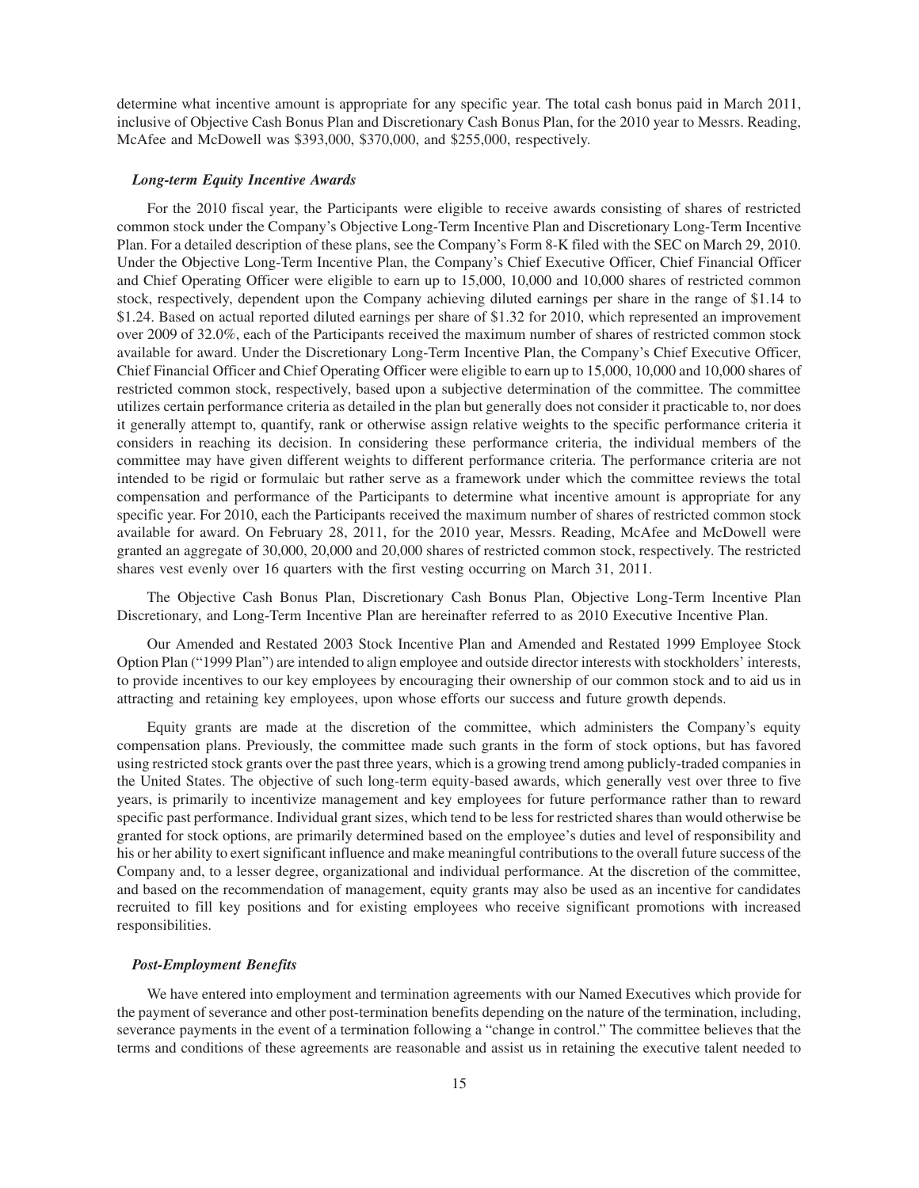determine what incentive amount is appropriate for any specific year. The total cash bonus paid in March 2011, inclusive of Objective Cash Bonus Plan and Discretionary Cash Bonus Plan, for the 2010 year to Messrs. Reading, McAfee and McDowell was $393,000, $370,000, and $255,000, respectively.

### *Long-term Equity Incentive Awards*

For the 2010 fiscal year, the Participants were eligible to receive awards consisting of shares of restricted common stock under the Company's Objective Long-Term Incentive Plan and Discretionary Long-Term Incentive Plan. For a detailed description of these plans, see the Company's Form 8-K filed with the SEC on March 29, 2010. Under the Objective Long-Term Incentive Plan, the Company's Chief Executive Officer, Chief Financial Officer and Chief Operating Officer were eligible to earn up to 15,000, 10,000 and 10,000 shares of restricted common stock, respectively, dependent upon the Company achieving diluted earnings per share in the range of $1.14 to $1.24. Based on actual reported diluted earnings per share of $1.32 for 2010, which represented an improvement over 2009 of 32.0%, each of the Participants received the maximum number of shares of restricted common stock available for award. Under the Discretionary Long-Term Incentive Plan, the Company's Chief Executive Officer, Chief Financial Officer and Chief Operating Officer were eligible to earn up to 15,000, 10,000 and 10,000 shares of restricted common stock, respectively, based upon a subjective determination of the committee. The committee utilizes certain performance criteria as detailed in the plan but generally does not consider it practicable to, nor does it generally attempt to, quantify, rank or otherwise assign relative weights to the specific performance criteria it considers in reaching its decision. In considering these performance criteria, the individual members of the committee may have given different weights to different performance criteria. The performance criteria are not intended to be rigid or formulaic but rather serve as a framework under which the committee reviews the total compensation and performance of the Participants to determine what incentive amount is appropriate for any specific year. For 2010, each the Participants received the maximum number of shares of restricted common stock available for award. On February 28, 2011, for the 2010 year, Messrs. Reading, McAfee and McDowell were granted an aggregate of 30,000, 20,000 and 20,000 shares of restricted common stock, respectively. The restricted shares vest evenly over 16 quarters with the first vesting occurring on March 31, 2011.

The Objective Cash Bonus Plan, Discretionary Cash Bonus Plan, Objective Long-Term Incentive Plan Discretionary, and Long-Term Incentive Plan are hereinafter referred to as 2010 Executive Incentive Plan.

Our Amended and Restated 2003 Stock Incentive Plan and Amended and Restated 1999 Employee Stock Option Plan ("1999 Plan") are intended to align employee and outside director interests with stockholders' interests, to provide incentives to our key employees by encouraging their ownership of our common stock and to aid us in attracting and retaining key employees, upon whose efforts our success and future growth depends.

Equity grants are made at the discretion of the committee, which administers the Company's equity compensation plans. Previously, the committee made such grants in the form of stock options, but has favored using restricted stock grants over the past three years, which is a growing trend among publicly-traded companies in the United States. The objective of such long-term equity-based awards, which generally vest over three to five years, is primarily to incentivize management and key employees for future performance rather than to reward specific past performance. Individual grant sizes, which tend to be less for restricted shares than would otherwise be granted for stock options, are primarily determined based on the employee's duties and level of responsibility and his or her ability to exert significant influence and make meaningful contributions to the overall future success of the Company and, to a lesser degree, organizational and individual performance. At the discretion of the committee, and based on the recommendation of management, equity grants may also be used as an incentive for candidates recruited to fill key positions and for existing employees who receive significant promotions with increased responsibilities.

### *Post-Employment Benefits*

We have entered into employment and termination agreements with our Named Executives which provide for the payment of severance and other post-termination benefits depending on the nature of the termination, including, severance payments in the event of a termination following a "change in control." The committee believes that the terms and conditions of these agreements are reasonable and assist us in retaining the executive talent needed to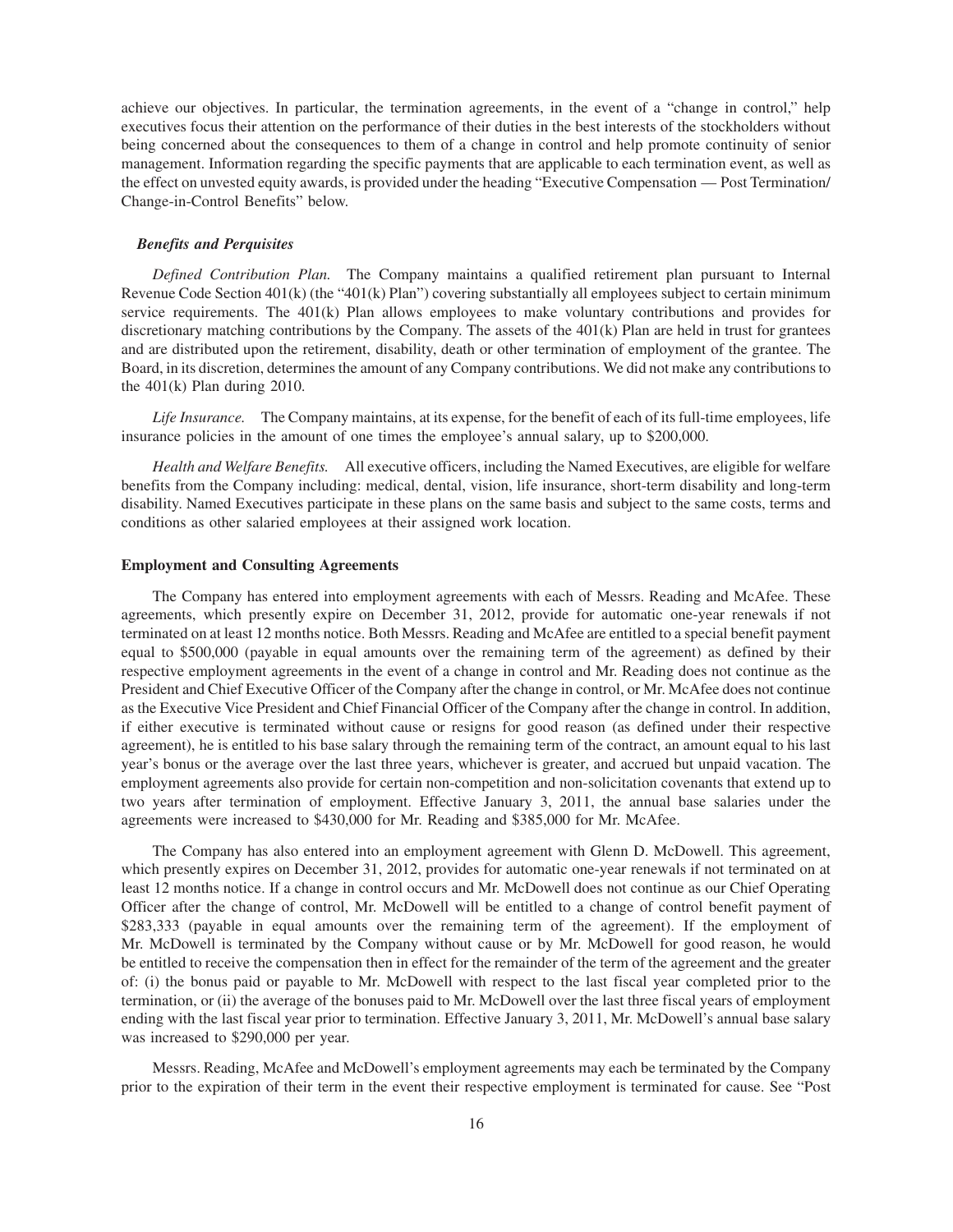achieve our objectives. In particular, the termination agreements, in the event of a "change in control," help executives focus their attention on the performance of their duties in the best interests of the stockholders without being concerned about the consequences to them of a change in control and help promote continuity of senior management. Information regarding the specific payments that are applicable to each termination event, as well as the effect on unvested equity awards, is provided under the heading "Executive Compensation — Post Termination/ Change-in-Control Benefits" below.

### *Benefits and Perquisites*

*Defined Contribution Plan.* The Company maintains a qualified retirement plan pursuant to Internal Revenue Code Section 401(k) (the "401(k) Plan") covering substantially all employees subject to certain minimum service requirements. The 401(k) Plan allows employees to make voluntary contributions and provides for discretionary matching contributions by the Company. The assets of the 401(k) Plan are held in trust for grantees and are distributed upon the retirement, disability, death or other termination of employment of the grantee. The Board, in its discretion, determines the amount of any Company contributions. We did not make any contributions to the 401(k) Plan during 2010.

*Life Insurance.* The Company maintains, at its expense, for the benefit of each of its full-time employees, life insurance policies in the amount of one times the employee's annual salary, up to $200,000.

*Health and Welfare Benefits.* All executive officers, including the Named Executives, are eligible for welfare benefits from the Company including: medical, dental, vision, life insurance, short-term disability and long-term disability. Named Executives participate in these plans on the same basis and subject to the same costs, terms and conditions as other salaried employees at their assigned work location.

### **Employment and Consulting Agreements**

The Company has entered into employment agreements with each of Messrs. Reading and McAfee. These agreements, which presently expire on December 31, 2012, provide for automatic one-year renewals if not terminated on at least 12 months notice. Both Messrs. Reading and McAfee are entitled to a special benefit payment equal to $500,000 (payable in equal amounts over the remaining term of the agreement) as defined by their respective employment agreements in the event of a change in control and Mr. Reading does not continue as the President and Chief Executive Officer of the Company after the change in control, or Mr. McAfee does not continue as the Executive Vice President and Chief Financial Officer of the Company after the change in control. In addition, if either executive is terminated without cause or resigns for good reason (as defined under their respective agreement), he is entitled to his base salary through the remaining term of the contract, an amount equal to his last year's bonus or the average over the last three years, whichever is greater, and accrued but unpaid vacation. The employment agreements also provide for certain non-competition and non-solicitation covenants that extend up to two years after termination of employment. Effective January 3, 2011, the annual base salaries under the agreements were increased to $430,000 for Mr. Reading and $385,000 for Mr. McAfee.

The Company has also entered into an employment agreement with Glenn D. McDowell. This agreement, which presently expires on December 31, 2012, provides for automatic one-year renewals if not terminated on at least 12 months notice. If a change in control occurs and Mr. McDowell does not continue as our Chief Operating Officer after the change of control, Mr. McDowell will be entitled to a change of control benefit payment of $283,333 (payable in equal amounts over the remaining term of the agreement). If the employment of Mr. McDowell is terminated by the Company without cause or by Mr. McDowell for good reason, he would be entitled to receive the compensation then in effect for the remainder of the term of the agreement and the greater of: (i) the bonus paid or payable to Mr. McDowell with respect to the last fiscal year completed prior to the termination, or (ii) the average of the bonuses paid to Mr. McDowell over the last three fiscal years of employment ending with the last fiscal year prior to termination. Effective January 3, 2011, Mr. McDowell's annual base salary was increased to $290,000 per year.

Messrs. Reading, McAfee and McDowell's employment agreements may each be terminated by the Company prior to the expiration of their term in the event their respective employment is terminated for cause. See "Post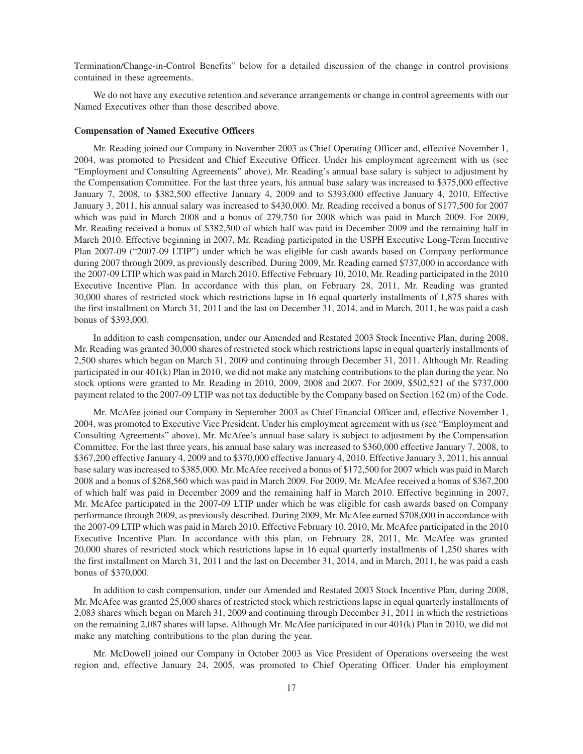Termination/Change-in-Control Benefits" below for a detailed discussion of the change in control provisions contained in these agreements.

We do not have any executive retention and severance arrangements or change in control agreements with our Named Executives other than those described above.

**Compensation of Named Executive Officers**

Mr. Reading joined our Company in November 2003 as Chief Operating Officer and, effective November 1, 2004, was promoted to President and Chief Executive Officer. Under his employment agreement with us (see "Employment and Consulting Agreements" above), Mr. Reading's annual base salary is subject to adjustment by the Compensation Committee. For the last three years, his annual base salary was increased to $375,000 effective January 7, 2008, to $382,500 effective January 4, 2009 and to $393,000 effective January 4, 2010. Effective January 3, 2011, his annual salary was increased to $430,000. Mr. Reading received a bonus of $177,500 for 2007 which was paid in March 2008 and a bonus of 279,750 for 2008 which was paid in March 2009. For 2009, Mr. Reading received a bonus of $382,500 of which half was paid in December 2009 and the remaining half in March 2010. Effective beginning in 2007, Mr. Reading participated in the USPH Executive Long-Term Incentive Plan 2007-09 ("2007-09 LTIP") under which he was eligible for cash awards based on Company performance during 2007 through 2009, as previously described. During 2009, Mr. Reading earned $737,000 in accordance with the 2007-09 LTIP which was paid in March 2010. Effective February 10, 2010, Mr. Reading participated in the 2010 Executive Incentive Plan. In accordance with this plan, on February 28, 2011, Mr. Reading was granted 30,000 shares of restricted stock which restrictions lapse in 16 equal quarterly installments of 1,875 shares with the first installment on March 31, 2011 and the last on December 31, 2014, and in March, 2011, he was paid a cash bonus of $393,000.

In addition to cash compensation, under our Amended and Restated 2003 Stock Incentive Plan, during 2008, Mr. Reading was granted 30,000 shares of restricted stock which restrictions lapse in equal quarterly installments of 2,500 shares which began on March 31, 2009 and continuing through December 31, 2011. Although Mr. Reading participated in our 401(k) Plan in 2010, we did not make any matching contributions to the plan during the year. No stock options were granted to Mr. Reading in 2010, 2009, 2008 and 2007. For 2009, $502,521 of the $737,000 payment related to the 2007-09 LTIP was not tax deductible by the Company based on Section 162 (m) of the Code.

Mr. McAfee joined our Company in September 2003 as Chief Financial Officer and, effective November 1, 2004, was promoted to Executive Vice President. Under his employment agreement with us (see "Employment and Consulting Agreements" above), Mr. McAfee's annual base salary is subject to adjustment by the Compensation Committee. For the last three years, his annual base salary was increased to $360,000 effective January 7, 2008, to $367,200 effective January 4, 2009 and to $370,000 effective January 4, 2010. Effective January 3, 2011, his annual base salary was increased to $385,000. Mr. McAfee received a bonus of $172,500 for 2007 which was paid in March 2008 and a bonus of $268,560 which was paid in March 2009. For 2009, Mr. McAfee received a bonus of $367,200 of which half was paid in December 2009 and the remaining half in March 2010. Effective beginning in 2007, Mr. McAfee participated in the 2007-09 LTIP under which he was eligible for cash awards based on Company performance through 2009, as previously described. During 2009, Mr. McAfee earned $708,000 in accordance with the 2007-09 LTIP which was paid in March 2010. Effective February 10, 2010, Mr. McAfee participated in the 2010 Executive Incentive Plan. In accordance with this plan, on February 28, 2011, Mr. McAfee was granted 20,000 shares of restricted stock which restrictions lapse in 16 equal quarterly installments of 1,250 shares with the first installment on March 31, 2011 and the last on December 31, 2014, and in March, 2011, he was paid a cash bonus of $370,000.

In addition to cash compensation, under our Amended and Restated 2003 Stock Incentive Plan, during 2008, Mr. McAfee was granted 25,000 shares of restricted stock which restrictions lapse in equal quarterly installments of 2,083 shares which began on March 31, 2009 and continuing through December 31, 2011 in which the restrictions on the remaining 2,087 shares will lapse. Although Mr. McAfee participated in our 401(k) Plan in 2010, we did not make any matching contributions to the plan during the year.

Mr. McDowell joined our Company in October 2003 as Vice President of Operations overseeing the west region and, effective January 24, 2005, was promoted to Chief Operating Officer. Under his employment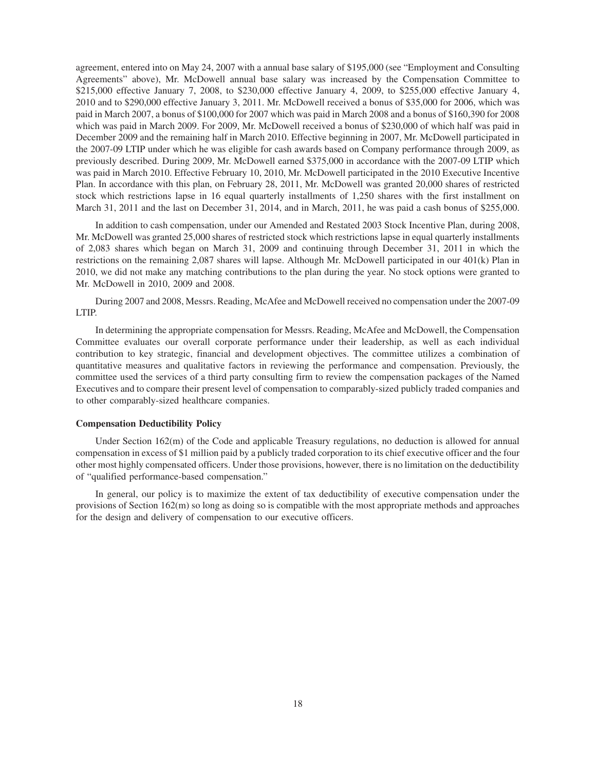agreement, entered into on May 24, 2007 with a annual base salary of $195,000 (see "Employment and Consulting Agreements" above), Mr. McDowell annual base salary was increased by the Compensation Committee to $215,000 effective January 7, 2008, to $230,000 effective January 4, 2009, to $255,000 effective January 4, 2010 and to $290,000 effective January 3, 2011. Mr. McDowell received a bonus of $35,000 for 2006, which was paid in March 2007, a bonus of $100,000 for 2007 which was paid in March 2008 and a bonus of $160,390 for 2008 which was paid in March 2009. For 2009, Mr. McDowell received a bonus of $230,000 of which half was paid in December 2009 and the remaining half in March 2010. Effective beginning in 2007, Mr. McDowell participated in the 2007-09 LTIP under which he was eligible for cash awards based on Company performance through 2009, as previously described. During 2009, Mr. McDowell earned $375,000 in accordance with the 2007-09 LTIP which was paid in March 2010. Effective February 10, 2010, Mr. McDowell participated in the 2010 Executive Incentive Plan. In accordance with this plan, on February 28, 2011, Mr. McDowell was granted 20,000 shares of restricted stock which restrictions lapse in 16 equal quarterly installments of 1,250 shares with the first installment on March 31, 2011 and the last on December 31, 2014, and in March, 2011, he was paid a cash bonus of $255,000.

In addition to cash compensation, under our Amended and Restated 2003 Stock Incentive Plan, during 2008, Mr. McDowell was granted 25,000 shares of restricted stock which restrictions lapse in equal quarterly installments of 2,083 shares which began on March 31, 2009 and continuing through December 31, 2011 in which the restrictions on the remaining 2,087 shares will lapse. Although Mr. McDowell participated in our 401(k) Plan in 2010, we did not make any matching contributions to the plan during the year. No stock options were granted to Mr. McDowell in 2010, 2009 and 2008.

During 2007 and 2008, Messrs. Reading, McAfee and McDowell received no compensation under the 2007-09 LTIP.

In determining the appropriate compensation for Messrs. Reading, McAfee and McDowell, the Compensation Committee evaluates our overall corporate performance under their leadership, as well as each individual contribution to key strategic, financial and development objectives. The committee utilizes a combination of quantitative measures and qualitative factors in reviewing the performance and compensation. Previously, the committee used the services of a third party consulting firm to review the compensation packages of the Named Executives and to compare their present level of compensation to comparably-sized publicly traded companies and to other comparably-sized healthcare companies.

**Compensation Deductibility Policy**

Under Section 162(m) of the Code and applicable Treasury regulations, no deduction is allowed for annual compensation in excess of $1 million paid by a publicly traded corporation to its chief executive officer and the four other most highly compensated officers. Under those provisions, however, there is no limitation on the deductibility of "qualified performance-based compensation."

In general, our policy is to maximize the extent of tax deductibility of executive compensation under the provisions of Section 162(m) so long as doing so is compatible with the most appropriate methods and approaches for the design and delivery of compensation to our executive officers.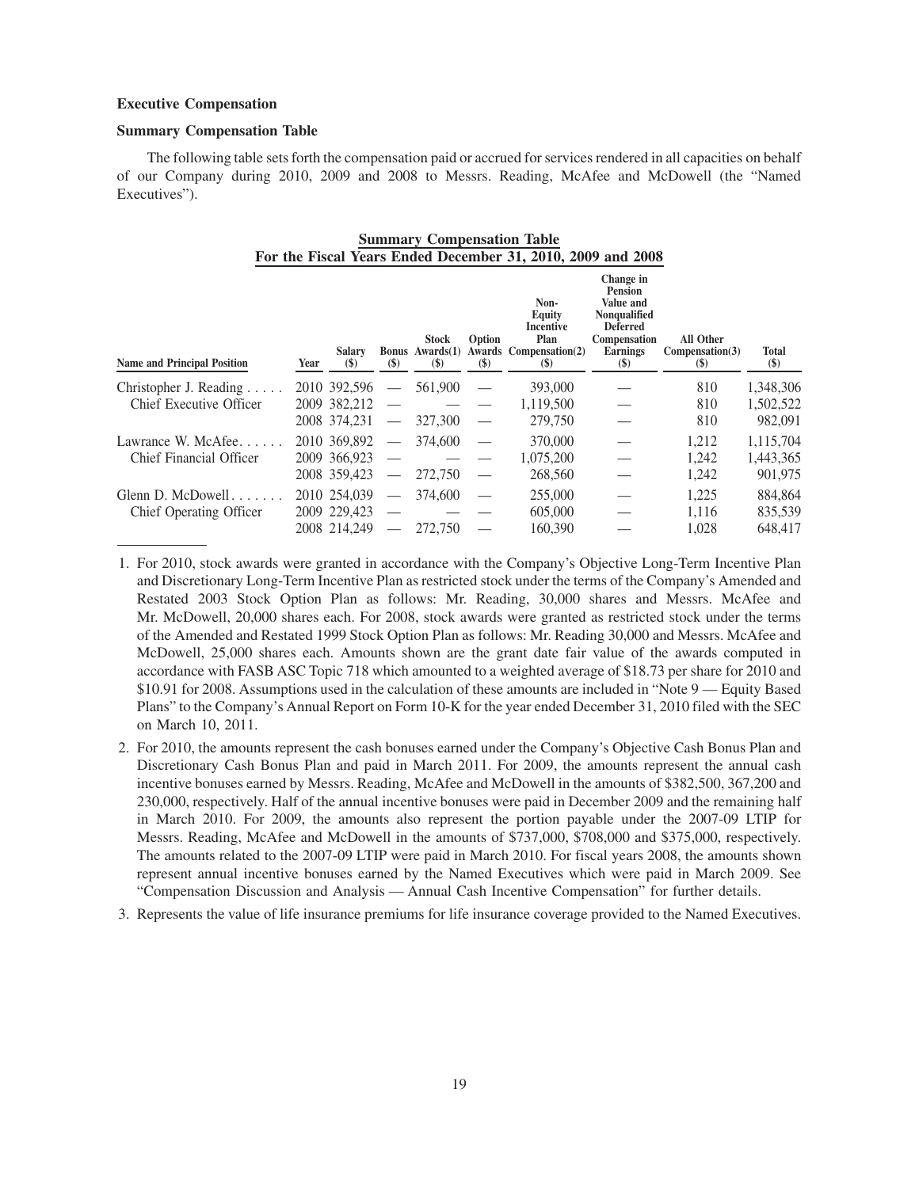**Executive Compensation**

**Summary Compensation Table**

The following table sets forth the compensation paid or accrued for services rendered in all capacities on behalf of our Company during 2010, 2009 and 2008 to Messrs. Reading, McAfee and McDowell (the "Named Executives").

**Summary Compensation Table**
**For the Fiscal Years Ended December 31, 2010, 2009 and 2008**

| Name and Principal Position | Year | Salary ($) | Bonus ($) | Stock Awards(1) ($) | Option Awards ($) | Non-Equity Incentive Plan Compensation(2) ($) | Change in Pension Value and Nonqualified Deferred Compensation Earnings ($) | All Other Compensation(3) ($) | Total ($) |
|---|---|---|---|---|---|---|---|---|---|
| Christopher J. Reading | 2010 | 392,596 | — | 561,900 | — | 393,000 | — | 810 | 1,348,306 |
| Chief Executive Officer | 2009 | 382,212 | — | — | — | 1,119,500 | — | 810 | 1,502,522 |
| | 2008 | 374,231 | — | 327,300 | — | 279,750 | — | 810 | 982,091 |
| Lawrance W. McAfee | 2010 | 369,892 | — | 374,600 | — | 370,000 | — | 1,212 | 1,115,704 |
| Chief Financial Officer | 2009 | 366,923 | — | — | — | 1,075,200 | — | 1,242 | 1,443,365 |
| | 2008 | 359,423 | — | 272,750 | — | 268,560 | — | 1,242 | 901,975 |
| Glenn D. McDowell | 2010 | 254,039 | — | 374,600 | — | 255,000 | — | 1,225 | 884,864 |
| Chief Operating Officer | 2009 | 229,423 | — | — | — | 605,000 | — | 1,116 | 835,539 |
| | 2008 | 214,249 | — | 272,750 | — | 160,390 | — | 1,028 | 648,417 |

1. For 2010, stock awards were granted in accordance with the Company's Objective Long-Term Incentive Plan and Discretionary Long-Term Incentive Plan as restricted stock under the terms of the Company's Amended and Restated 2003 Stock Option Plan as follows: Mr. Reading, 30,000 shares and Messrs. McAfee and Mr. McDowell, 20,000 shares each. For 2008, stock awards were granted as restricted stock under the terms of the Amended and Restated 1999 Stock Option Plan as follows: Mr. Reading 30,000 and Messrs. McAfee and McDowell, 25,000 shares each. Amounts shown are the grant date fair value of the awards computed in accordance with FASB ASC Topic 718 which amounted to a weighted average of $18.73 per share for 2010 and $10.91 for 2008. Assumptions used in the calculation of these amounts are included in "Note 9 — Equity Based Plans" to the Company's Annual Report on Form 10-K for the year ended December 31, 2010 filed with the SEC on March 10, 2011.

2. For 2010, the amounts represent the cash bonuses earned under the Company's Objective Cash Bonus Plan and Discretionary Cash Bonus Plan and paid in March 2011. For 2009, the amounts represent the annual cash incentive bonuses earned by Messrs. Reading, McAfee and McDowell in the amounts of $382,500, 367,200 and 230,000, respectively. Half of the annual incentive bonuses were paid in December 2009 and the remaining half in March 2010. For 2009, the amounts also represent the portion payable under the 2007-09 LTIP for Messrs. Reading, McAfee and McDowell in the amounts of $737,000, $708,000 and $375,000, respectively. The amounts related to the 2007-09 LTIP were paid in March 2010. For fiscal years 2008, the amounts shown represent annual incentive bonuses earned by the Named Executives which were paid in March 2009. See "Compensation Discussion and Analysis — Annual Cash Incentive Compensation" for further details.

3. Represents the value of life insurance premiums for life insurance coverage provided to the Named Executives.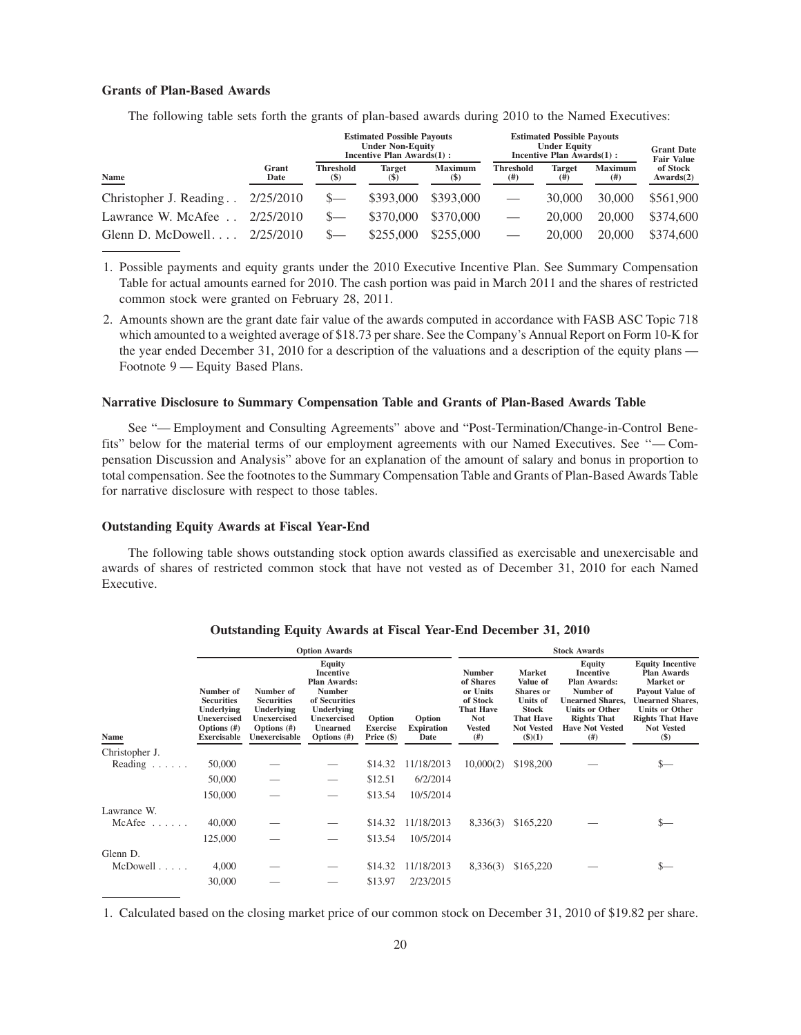### Grants of Plan-Based Awards

The following table sets forth the grants of plan-based awards during 2010 to the Named Executives:

| | | Estimated Possible Payouts Under Non-Equity Incentive Plan Awards(1) : | | | Estimated Possible Payouts Under Equity Incentive Plan Awards(1) : | | | Grant Date Fair Value |
|---|---|---|---|---|---|---|---|---|
| Name | Grant Date | Threshold ($) | Target ($) | Maximum ($) | Threshold (#) | Target (#) | Maximum (#) | of Stock Awards(2) |
| Christopher J. Reading . . | 2/25/2010 | $— | $393,000 | $393,000 | — | 30,000 | 30,000 | $561,900 |
| Lawrance W. McAfee . . | 2/25/2010 | $— | $370,000 | $370,000 | — | 20,000 | 20,000 | $374,600 |
| Glenn D. McDowell. . . . | 2/25/2010 | $— | $255,000 | $255,000 | — | 20,000 | 20,000 | $374,600 |

1. Possible payments and equity grants under the 2010 Executive Incentive Plan. See Summary Compensation Table for actual amounts earned for 2010. The cash portion was paid in March 2011 and the shares of restricted common stock were granted on February 28, 2011.

2. Amounts shown are the grant date fair value of the awards computed in accordance with FASB ASC Topic 718 which amounted to a weighted average of $18.73 per share. See the Company's Annual Report on Form 10-K for the year ended December 31, 2010 for a description of the valuations and a description of the equity plans — Footnote 9 — Equity Based Plans.

### Narrative Disclosure to Summary Compensation Table and Grants of Plan-Based Awards Table

See "— Employment and Consulting Agreements" above and "Post-Termination/Change-in-Control Benefits" below for the material terms of our employment agreements with our Named Executives. See "— Compensation Discussion and Analysis" above for an explanation of the amount of salary and bonus in proportion to total compensation. See the footnotes to the Summary Compensation Table and Grants of Plan-Based Awards Table for narrative disclosure with respect to those tables.

### Outstanding Equity Awards at Fiscal Year-End

The following table shows outstanding stock option awards classified as exercisable and unexercisable and awards of shares of restricted common stock that have not vested as of December 31, 2010 for each Named Executive.

**Outstanding Equity Awards at Fiscal Year-End December 31, 2010**

| | Option Awards | | | | | Stock Awards | | | |
|---|---|---|---|---|---|---|---|---|---|
| Name | Number of Securities Underlying Unexercised Options (#) Exercisable | Number of Securities Underlying Unexercised Options (#) Unexercisable | Equity Incentive Plan Awards: Number of Securities Underlying Unexercised Unearned Options (#) | Option Exercise Price ($) | Option Expiration Date | Number of Shares or Units of Stock That Have Not Vested (#) | Market Value of Shares or Units of Stock That Have Not Vested ($)(1) | Equity Incentive Plan Awards: Number of Unearned Shares, Units or Other Rights That Have Not Vested (#) | Equity Incentive Plan Awards Market or Payout Value of Unearned Shares, Units or Other Rights That Have Not Vested ($) |
| Christopher J. Reading . . . . . . | 50,000 | — | — | $14.32 | 11/18/2013 | 10,000(2) | $198,200 | — | $— |
| | 50,000 | — | — | $12.51 | 6/2/2014 | | | | |
| | 150,000 | — | — | $13.54 | 10/5/2014 | | | | |
| Lawrance W. McAfee . . . . . . | 40,000 | — | — | $14.32 | 11/18/2013 | 8,336(3) | $165,220 | — | $— |
| | 125,000 | — | — | $13.54 | 10/5/2014 | | | | |
| Glenn D. McDowell . . . . . | 4,000 | — | — | $14.32 | 11/18/2013 | 8,336(3) | $165,220 | — | $— |
| | 30,000 | — | — | $13.97 | 2/23/2015 | | | | |

1. Calculated based on the closing market price of our common stock on December 31, 2010 of $19.82 per share.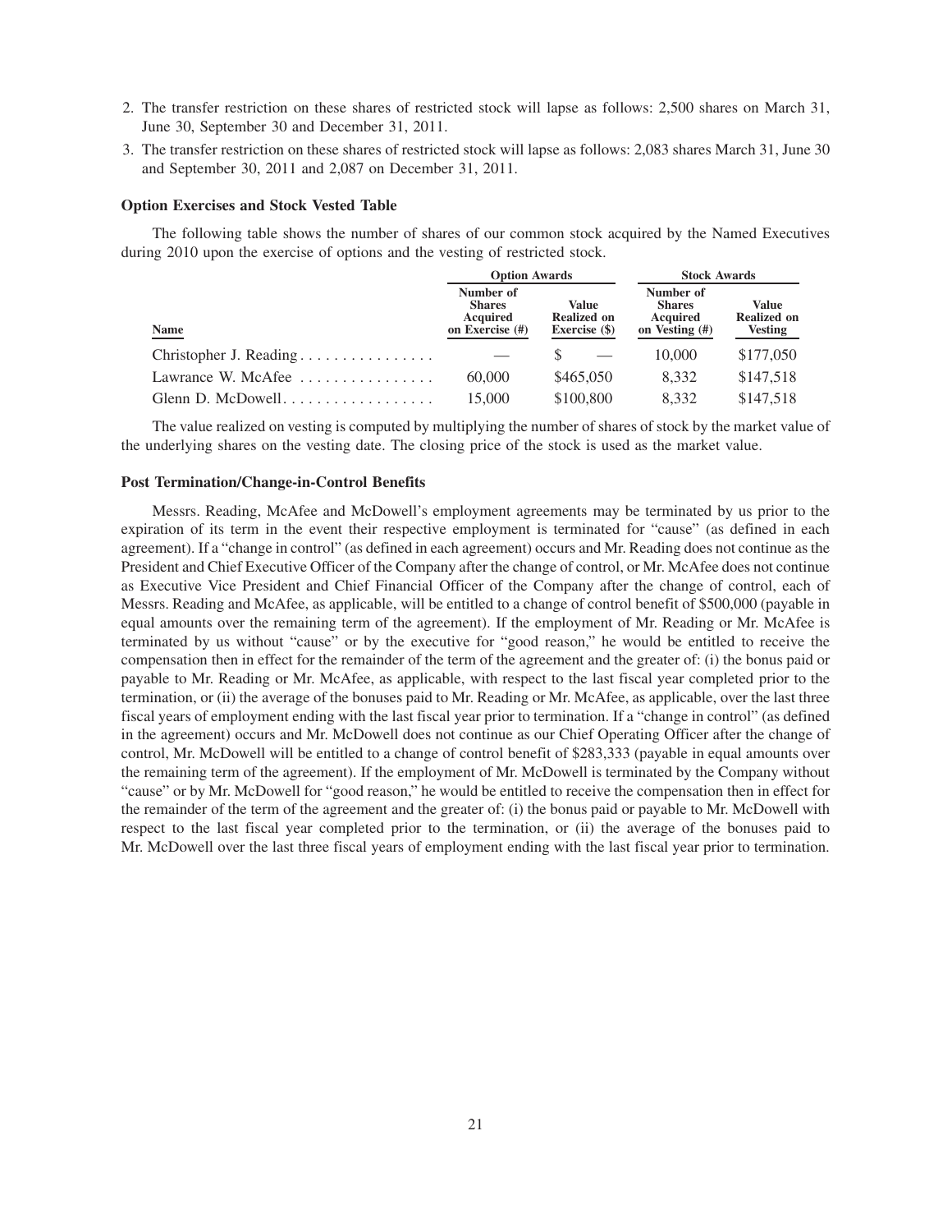2. The transfer restriction on these shares of restricted stock will lapse as follows: 2,500 shares on March 31, June 30, September 30 and December 31, 2011.
3. The transfer restriction on these shares of restricted stock will lapse as follows: 2,083 shares March 31, June 30 and September 30, 2011 and 2,087 on December 31, 2011.

### Option Exercises and Stock Vested Table

The following table shows the number of shares of our common stock acquired by the Named Executives during 2010 upon the exercise of options and the vesting of restricted stock.

| | Option Awards | | Stock Awards | |
|---|---|---|---|---|
| Name | Number of Shares Acquired on Exercise (#) | Value Realized on Exercise ($) | Number of Shares Acquired on Vesting (#) | Value Realized on Vesting |
| Christopher J. Reading | — | $ — | 10,000 | $177,050 |
| Lawrance W. McAfee | 60,000 | $465,050 | 8,332 | $147,518 |
| Glenn D. McDowell | 15,000 | $100,800 | 8,332 | $147,518 |

The value realized on vesting is computed by multiplying the number of shares of stock by the market value of the underlying shares on the vesting date. The closing price of the stock is used as the market value.

### Post Termination/Change-in-Control Benefits

Messrs. Reading, McAfee and McDowell's employment agreements may be terminated by us prior to the expiration of its term in the event their respective employment is terminated for "cause" (as defined in each agreement). If a "change in control" (as defined in each agreement) occurs and Mr. Reading does not continue as the President and Chief Executive Officer of the Company after the change of control, or Mr. McAfee does not continue as Executive Vice President and Chief Financial Officer of the Company after the change of control, each of Messrs. Reading and McAfee, as applicable, will be entitled to a change of control benefit of $500,000 (payable in equal amounts over the remaining term of the agreement). If the employment of Mr. Reading or Mr. McAfee is terminated by us without "cause" or by the executive for "good reason," he would be entitled to receive the compensation then in effect for the remainder of the term of the agreement and the greater of: (i) the bonus paid or payable to Mr. Reading or Mr. McAfee, as applicable, with respect to the last fiscal year completed prior to the termination, or (ii) the average of the bonuses paid to Mr. Reading or Mr. McAfee, as applicable, over the last three fiscal years of employment ending with the last fiscal year prior to termination. If a "change in control" (as defined in the agreement) occurs and Mr. McDowell does not continue as our Chief Operating Officer after the change of control, Mr. McDowell will be entitled to a change of control benefit of $283,333 (payable in equal amounts over the remaining term of the agreement). If the employment of Mr. McDowell is terminated by the Company without "cause" or by Mr. McDowell for "good reason," he would be entitled to receive the compensation then in effect for the remainder of the term of the agreement and the greater of: (i) the bonus paid or payable to Mr. McDowell with respect to the last fiscal year completed prior to the termination, or (ii) the average of the bonuses paid to Mr. McDowell over the last three fiscal years of employment ending with the last fiscal year prior to termination.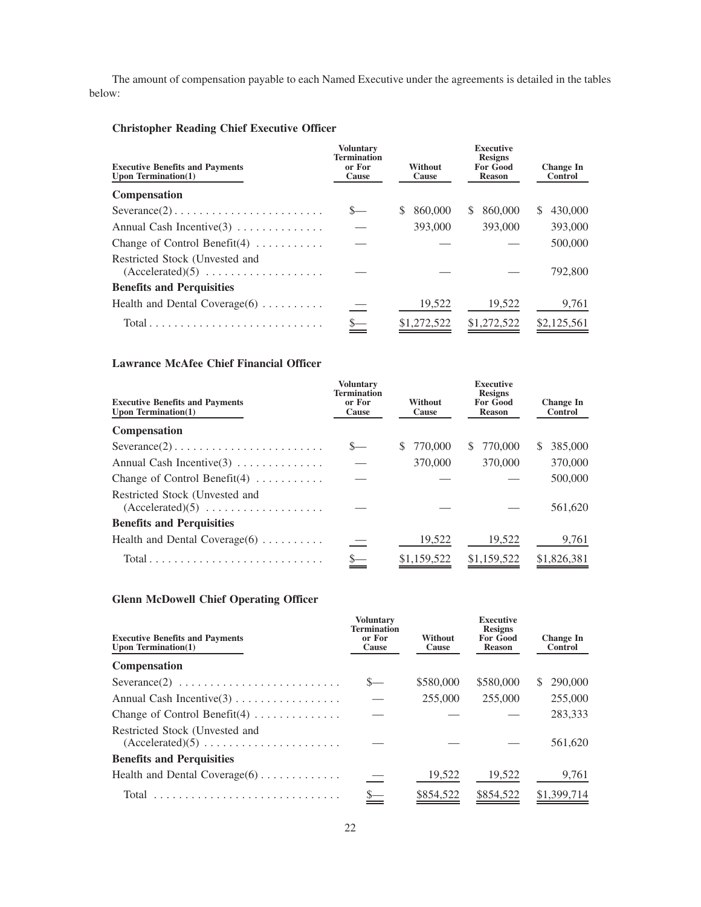The amount of compensation payable to each Named Executive under the agreements is detailed in the tables below:

**Christopher Reading Chief Executive Officer**

| Executive Benefits and Payments Upon Termination(1) | Voluntary Termination or For Cause | Without Cause | Executive Resigns For Good Reason | Change In Control |
|---|---|---|---|---|
| **Compensation** | | | | |
| Severance(2) | $— | $ 860,000 | $ 860,000 | $ 430,000 |
| Annual Cash Incentive(3) | — | 393,000 | 393,000 | 393,000 |
| Change of Control Benefit(4) | — | — | — | 500,000 |
| Restricted Stock (Unvested and (Accelerated)(5) | — | — | — | 792,800 |
| **Benefits and Perquisities** | | | | |
| Health and Dental Coverage(6) | — | 19,522 | 19,522 | 9,761 |
| Total | $— | $1,272,522 | $1,272,522 | $2,125,561 |

**Lawrance McAfee Chief Financial Officer**

| Executive Benefits and Payments Upon Termination(1) | Voluntary Termination or For Cause | Without Cause | Executive Resigns For Good Reason | Change In Control |
|---|---|---|---|---|
| **Compensation** | | | | |
| Severance(2) | $— | $ 770,000 | $ 770,000 | $ 385,000 |
| Annual Cash Incentive(3) | — | 370,000 | 370,000 | 370,000 |
| Change of Control Benefit(4) | — | — | — | 500,000 |
| Restricted Stock (Unvested and (Accelerated)(5) | — | — | — | 561,620 |
| **Benefits and Perquisities** | | | | |
| Health and Dental Coverage(6) | — | 19,522 | 19,522 | 9,761 |
| Total | $— | $1,159,522 | $1,159,522 | $1,826,381 |

**Glenn McDowell Chief Operating Officer**

| Executive Benefits and Payments Upon Termination(1) | Voluntary Termination or For Cause | Without Cause | Executive Resigns For Good Reason | Change In Control |
|---|---|---|---|---|
| **Compensation** | | | | |
| Severance(2) | $— | $580,000 | $580,000 | $ 290,000 |
| Annual Cash Incentive(3) | — | 255,000 | 255,000 | 255,000 |
| Change of Control Benefit(4) | — | — | — | 283,333 |
| Restricted Stock (Unvested and (Accelerated)(5) | — | — | — | 561,620 |
| **Benefits and Perquisities** | | | | |
| Health and Dental Coverage(6) | — | 19,522 | 19,522 | 9,761 |
| Total | $— | $854,522 | $854,522 | $1,399,714 |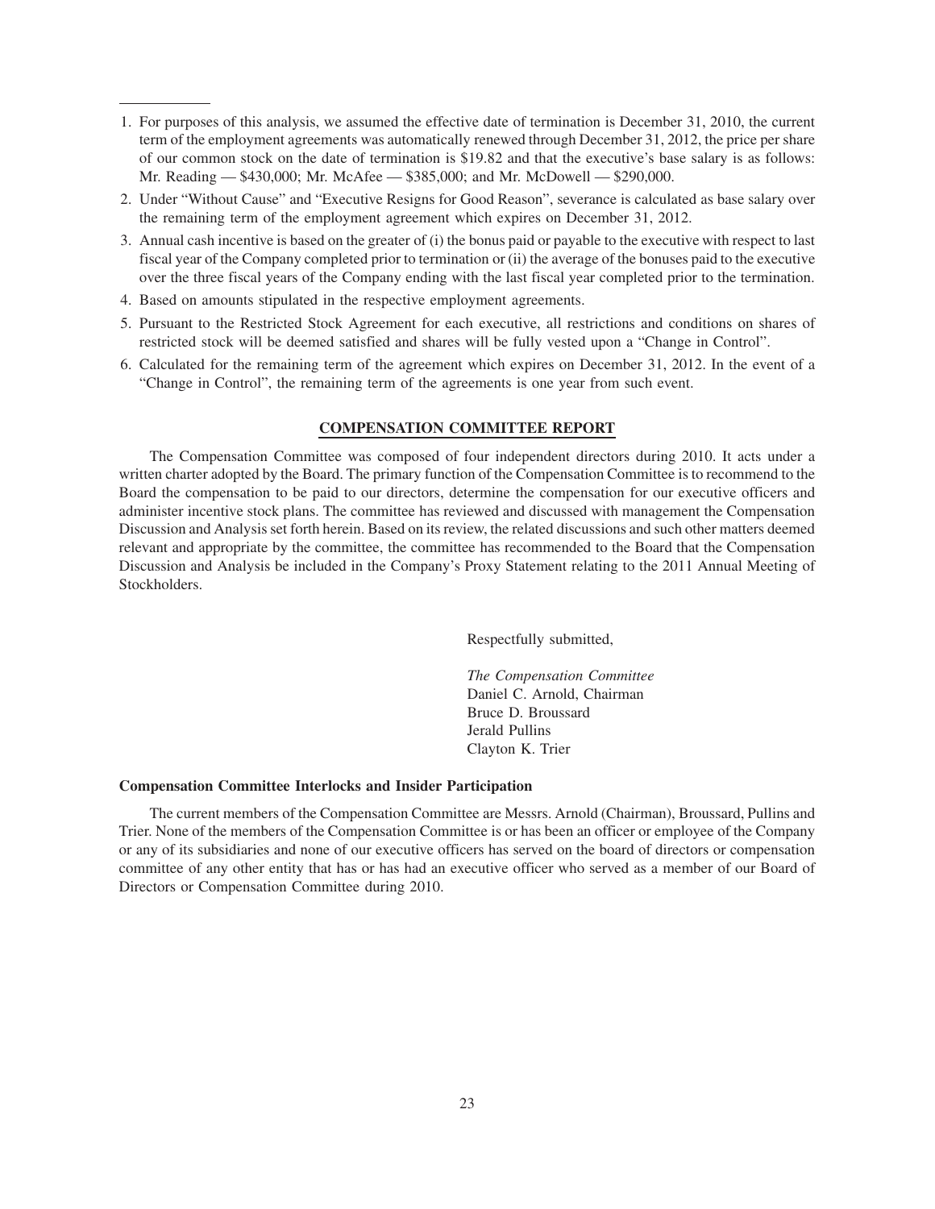1. For purposes of this analysis, we assumed the effective date of termination is December 31, 2010, the current term of the employment agreements was automatically renewed through December 31, 2012, the price per share of our common stock on the date of termination is $19.82 and that the executive's base salary is as follows: Mr. Reading — $430,000; Mr. McAfee — $385,000; and Mr. McDowell — $290,000.
2. Under "Without Cause" and "Executive Resigns for Good Reason", severance is calculated as base salary over the remaining term of the employment agreement which expires on December 31, 2012.
3. Annual cash incentive is based on the greater of (i) the bonus paid or payable to the executive with respect to last fiscal year of the Company completed prior to termination or (ii) the average of the bonuses paid to the executive over the three fiscal years of the Company ending with the last fiscal year completed prior to the termination.
4. Based on amounts stipulated in the respective employment agreements.
5. Pursuant to the Restricted Stock Agreement for each executive, all restrictions and conditions on shares of restricted stock will be deemed satisfied and shares will be fully vested upon a "Change in Control".
6. Calculated for the remaining term of the agreement which expires on December 31, 2012. In the event of a "Change in Control", the remaining term of the agreements is one year from such event.

## COMPENSATION COMMITTEE REPORT

The Compensation Committee was composed of four independent directors during 2010. It acts under a written charter adopted by the Board. The primary function of the Compensation Committee is to recommend to the Board the compensation to be paid to our directors, determine the compensation for our executive officers and administer incentive stock plans. The committee has reviewed and discussed with management the Compensation Discussion and Analysis set forth herein. Based on its review, the related discussions and such other matters deemed relevant and appropriate by the committee, the committee has recommended to the Board that the Compensation Discussion and Analysis be included in the Company's Proxy Statement relating to the 2011 Annual Meeting of Stockholders.

Respectfully submitted,

*The Compensation Committee*
Daniel C. Arnold, Chairman
Bruce D. Broussard
Jerald Pullins
Clayton K. Trier

### Compensation Committee Interlocks and Insider Participation

The current members of the Compensation Committee are Messrs. Arnold (Chairman), Broussard, Pullins and Trier. None of the members of the Compensation Committee is or has been an officer or employee of the Company or any of its subsidiaries and none of our executive officers has served on the board of directors or compensation committee of any other entity that has or has had an executive officer who served as a member of our Board of Directors or Compensation Committee during 2010.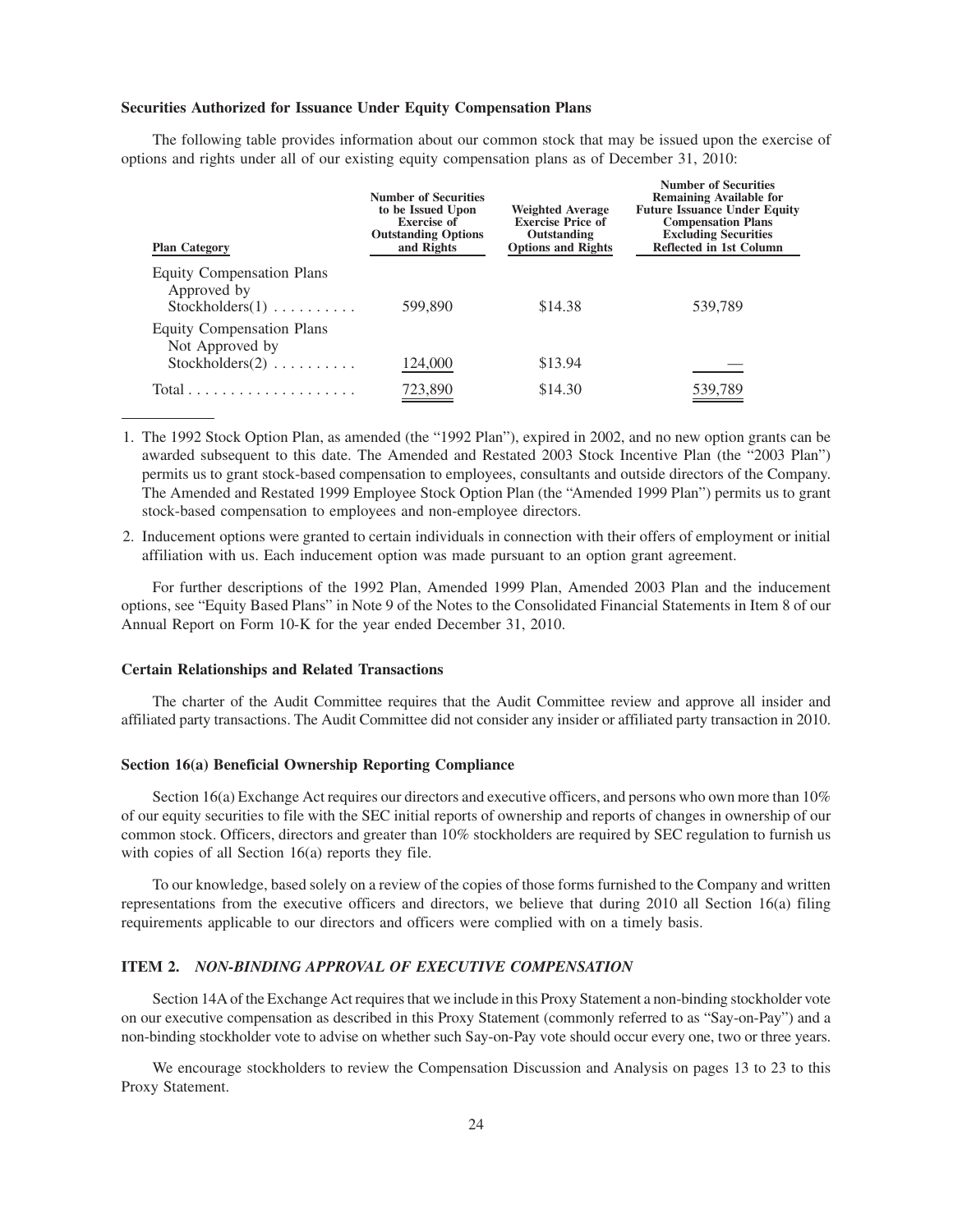**Securities Authorized for Issuance Under Equity Compensation Plans**

The following table provides information about our common stock that may be issued upon the exercise of options and rights under all of our existing equity compensation plans as of December 31, 2010:

| Plan Category | Number of Securities to be Issued Upon Exercise of Outstanding Options and Rights | Weighted Average Exercise Price of Outstanding Options and Rights | Number of Securities Remaining Available for Future Issuance Under Equity Compensation Plans Excluding Securities Reflected in 1st Column |
|---|---|---|---|
| Equity Compensation Plans Approved by Stockholders(1) | 599,890 | $14.38 | 539,789 |
| Equity Compensation Plans Not Approved by Stockholders(2) | 124,000 | $13.94 | — |
| Total | 723,890 | $14.30 | 539,789 |

1. The 1992 Stock Option Plan, as amended (the "1992 Plan"), expired in 2002, and no new option grants can be awarded subsequent to this date. The Amended and Restated 2003 Stock Incentive Plan (the "2003 Plan") permits us to grant stock-based compensation to employees, consultants and outside directors of the Company. The Amended and Restated 1999 Employee Stock Option Plan (the "Amended 1999 Plan") permits us to grant stock-based compensation to employees and non-employee directors.

2. Inducement options were granted to certain individuals in connection with their offers of employment or initial affiliation with us. Each inducement option was made pursuant to an option grant agreement.

For further descriptions of the 1992 Plan, Amended 1999 Plan, Amended 2003 Plan and the inducement options, see "Equity Based Plans" in Note 9 of the Notes to the Consolidated Financial Statements in Item 8 of our Annual Report on Form 10-K for the year ended December 31, 2010.

**Certain Relationships and Related Transactions**

The charter of the Audit Committee requires that the Audit Committee review and approve all insider and affiliated party transactions. The Audit Committee did not consider any insider or affiliated party transaction in 2010.

**Section 16(a) Beneficial Ownership Reporting Compliance**

Section 16(a) Exchange Act requires our directors and executive officers, and persons who own more than 10% of our equity securities to file with the SEC initial reports of ownership and reports of changes in ownership of our common stock. Officers, directors and greater than 10% stockholders are required by SEC regulation to furnish us with copies of all Section 16(a) reports they file.

To our knowledge, based solely on a review of the copies of those forms furnished to the Company and written representations from the executive officers and directors, we believe that during 2010 all Section 16(a) filing requirements applicable to our directors and officers were complied with on a timely basis.

## ITEM 2. *NON-BINDING APPROVAL OF EXECUTIVE COMPENSATION*

Section 14A of the Exchange Act requires that we include in this Proxy Statement a non-binding stockholder vote on our executive compensation as described in this Proxy Statement (commonly referred to as "Say-on-Pay") and a non-binding stockholder vote to advise on whether such Say-on-Pay vote should occur every one, two or three years.

We encourage stockholders to review the Compensation Discussion and Analysis on pages 13 to 23 to this Proxy Statement.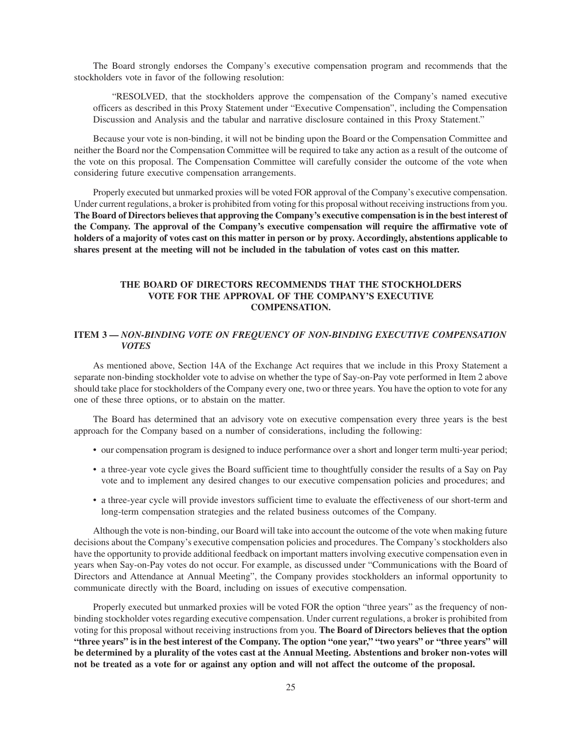The Board strongly endorses the Company's executive compensation program and recommends that the stockholders vote in favor of the following resolution:

> "RESOLVED, that the stockholders approve the compensation of the Company's named executive officers as described in this Proxy Statement under "Executive Compensation", including the Compensation Discussion and Analysis and the tabular and narrative disclosure contained in this Proxy Statement."

Because your vote is non-binding, it will not be binding upon the Board or the Compensation Committee and neither the Board nor the Compensation Committee will be required to take any action as a result of the outcome of the vote on this proposal. The Compensation Committee will carefully consider the outcome of the vote when considering future executive compensation arrangements.

Properly executed but unmarked proxies will be voted FOR approval of the Company's executive compensation. Under current regulations, a broker is prohibited from voting for this proposal without receiving instructions from you. **The Board of Directors believes that approving the Company's executive compensation is in the best interest of the Company. The approval of the Company's executive compensation will require the affirmative vote of holders of a majority of votes cast on this matter in person or by proxy. Accordingly, abstentions applicable to shares present at the meeting will not be included in the tabulation of votes cast on this matter.**

**THE BOARD OF DIRECTORS RECOMMENDS THAT THE STOCKHOLDERS VOTE FOR THE APPROVAL OF THE COMPANY'S EXECUTIVE COMPENSATION.**

## ITEM 3 — *NON-BINDING VOTE ON FREQUENCY OF NON-BINDING EXECUTIVE COMPENSATION VOTES*

As mentioned above, Section 14A of the Exchange Act requires that we include in this Proxy Statement a separate non-binding stockholder vote to advise on whether the type of Say-on-Pay vote performed in Item 2 above should take place for stockholders of the Company every one, two or three years. You have the option to vote for any one of these three options, or to abstain on the matter.

The Board has determined that an advisory vote on executive compensation every three years is the best approach for the Company based on a number of considerations, including the following:

- our compensation program is designed to induce performance over a short and longer term multi-year period;
- a three-year vote cycle gives the Board sufficient time to thoughtfully consider the results of a Say on Pay vote and to implement any desired changes to our executive compensation policies and procedures; and
- a three-year cycle will provide investors sufficient time to evaluate the effectiveness of our short-term and long-term compensation strategies and the related business outcomes of the Company.

Although the vote is non-binding, our Board will take into account the outcome of the vote when making future decisions about the Company's executive compensation policies and procedures. The Company's stockholders also have the opportunity to provide additional feedback on important matters involving executive compensation even in years when Say-on-Pay votes do not occur. For example, as discussed under "Communications with the Board of Directors and Attendance at Annual Meeting", the Company provides stockholders an informal opportunity to communicate directly with the Board, including on issues of executive compensation.

Properly executed but unmarked proxies will be voted FOR the option "three years" as the frequency of non-binding stockholder votes regarding executive compensation. Under current regulations, a broker is prohibited from voting for this proposal without receiving instructions from you. **The Board of Directors believes that the option "three years" is in the best interest of the Company. The option "one year," "two years" or "three years" will be determined by a plurality of the votes cast at the Annual Meeting. Abstentions and broker non-votes will not be treated as a vote for or against any option and will not affect the outcome of the proposal.**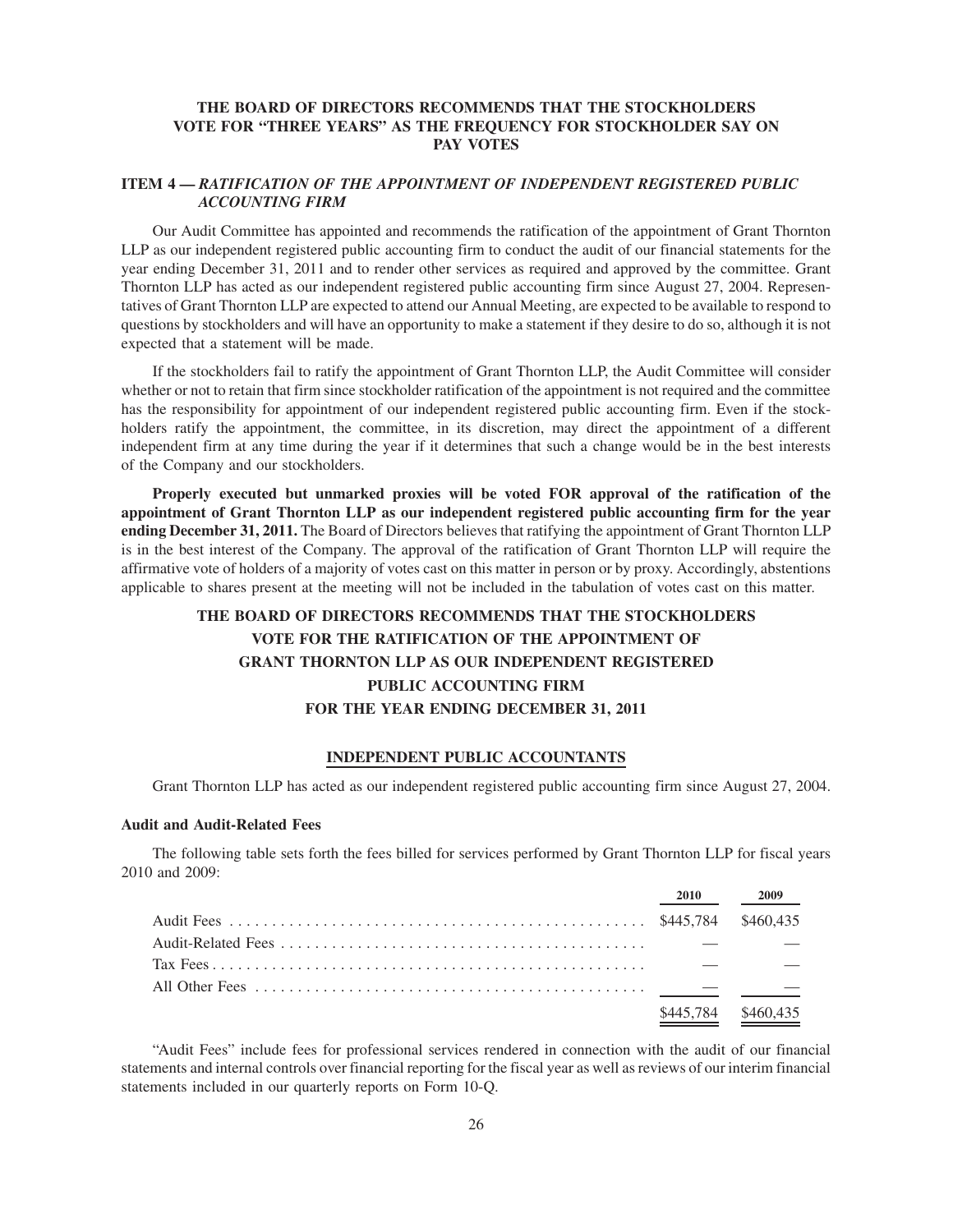**THE BOARD OF DIRECTORS RECOMMENDS THAT THE STOCKHOLDERS VOTE FOR "THREE YEARS" AS THE FREQUENCY FOR STOCKHOLDER SAY ON PAY VOTES**

## ITEM 4 — *RATIFICATION OF THE APPOINTMENT OF INDEPENDENT REGISTERED PUBLIC ACCOUNTING FIRM*

Our Audit Committee has appointed and recommends the ratification of the appointment of Grant Thornton LLP as our independent registered public accounting firm to conduct the audit of our financial statements for the year ending December 31, 2011 and to render other services as required and approved by the committee. Grant Thornton LLP has acted as our independent registered public accounting firm since August 27, 2004. Representatives of Grant Thornton LLP are expected to attend our Annual Meeting, are expected to be available to respond to questions by stockholders and will have an opportunity to make a statement if they desire to do so, although it is not expected that a statement will be made.

If the stockholders fail to ratify the appointment of Grant Thornton LLP, the Audit Committee will consider whether or not to retain that firm since stockholder ratification of the appointment is not required and the committee has the responsibility for appointment of our independent registered public accounting firm. Even if the stockholders ratify the appointment, the committee, in its discretion, may direct the appointment of a different independent firm at any time during the year if it determines that such a change would be in the best interests of the Company and our stockholders.

**Properly executed but unmarked proxies will be voted FOR approval of the ratification of the appointment of Grant Thornton LLP as our independent registered public accounting firm for the year ending December 31, 2011.** The Board of Directors believes that ratifying the appointment of Grant Thornton LLP is in the best interest of the Company. The approval of the ratification of Grant Thornton LLP will require the affirmative vote of holders of a majority of votes cast on this matter in person or by proxy. Accordingly, abstentions applicable to shares present at the meeting will not be included in the tabulation of votes cast on this matter.

**THE BOARD OF DIRECTORS RECOMMENDS THAT THE STOCKHOLDERS VOTE FOR THE RATIFICATION OF THE APPOINTMENT OF GRANT THORNTON LLP AS OUR INDEPENDENT REGISTERED PUBLIC ACCOUNTING FIRM FOR THE YEAR ENDING DECEMBER 31, 2011**

## INDEPENDENT PUBLIC ACCOUNTANTS

Grant Thornton LLP has acted as our independent registered public accounting firm since August 27, 2004.

### Audit and Audit-Related Fees

The following table sets forth the fees billed for services performed by Grant Thornton LLP for fiscal years 2010 and 2009:

| | 2010 | 2009 |
|---|---|---|
| Audit Fees | $445,784 | $460,435 |
| Audit-Related Fees | — | — |
| Tax Fees | — | — |
| All Other Fees | — | — |
| | $445,784 | $460,435 |

"Audit Fees" include fees for professional services rendered in connection with the audit of our financial statements and internal controls over financial reporting for the fiscal year as well as reviews of our interim financial statements included in our quarterly reports on Form 10-Q.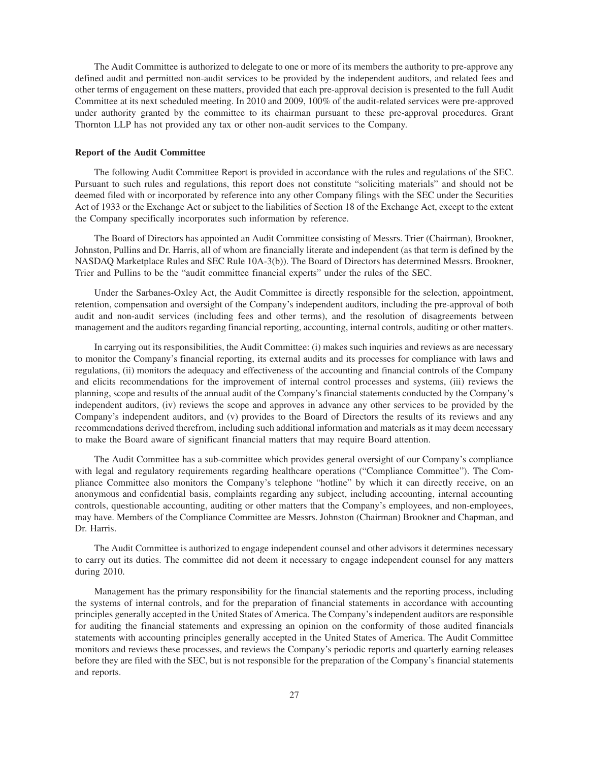The Audit Committee is authorized to delegate to one or more of its members the authority to pre-approve any defined audit and permitted non-audit services to be provided by the independent auditors, and related fees and other terms of engagement on these matters, provided that each pre-approval decision is presented to the full Audit Committee at its next scheduled meeting. In 2010 and 2009, 100% of the audit-related services were pre-approved under authority granted by the committee to its chairman pursuant to these pre-approval procedures. Grant Thornton LLP has not provided any tax or other non-audit services to the Company.

**Report of the Audit Committee**

The following Audit Committee Report is provided in accordance with the rules and regulations of the SEC. Pursuant to such rules and regulations, this report does not constitute "soliciting materials" and should not be deemed filed with or incorporated by reference into any other Company filings with the SEC under the Securities Act of 1933 or the Exchange Act or subject to the liabilities of Section 18 of the Exchange Act, except to the extent the Company specifically incorporates such information by reference.

The Board of Directors has appointed an Audit Committee consisting of Messrs. Trier (Chairman), Brookner, Johnston, Pullins and Dr. Harris, all of whom are financially literate and independent (as that term is defined by the NASDAQ Marketplace Rules and SEC Rule 10A-3(b)). The Board of Directors has determined Messrs. Brookner, Trier and Pullins to be the "audit committee financial experts" under the rules of the SEC.

Under the Sarbanes-Oxley Act, the Audit Committee is directly responsible for the selection, appointment, retention, compensation and oversight of the Company's independent auditors, including the pre-approval of both audit and non-audit services (including fees and other terms), and the resolution of disagreements between management and the auditors regarding financial reporting, accounting, internal controls, auditing or other matters.

In carrying out its responsibilities, the Audit Committee: (i) makes such inquiries and reviews as are necessary to monitor the Company's financial reporting, its external audits and its processes for compliance with laws and regulations, (ii) monitors the adequacy and effectiveness of the accounting and financial controls of the Company and elicits recommendations for the improvement of internal control processes and systems, (iii) reviews the planning, scope and results of the annual audit of the Company's financial statements conducted by the Company's independent auditors, (iv) reviews the scope and approves in advance any other services to be provided by the Company's independent auditors, and (v) provides to the Board of Directors the results of its reviews and any recommendations derived therefrom, including such additional information and materials as it may deem necessary to make the Board aware of significant financial matters that may require Board attention.

The Audit Committee has a sub-committee which provides general oversight of our Company's compliance with legal and regulatory requirements regarding healthcare operations ("Compliance Committee"). The Compliance Committee also monitors the Company's telephone "hotline" by which it can directly receive, on an anonymous and confidential basis, complaints regarding any subject, including accounting, internal accounting controls, questionable accounting, auditing or other matters that the Company's employees, and non-employees, may have. Members of the Compliance Committee are Messrs. Johnston (Chairman) Brookner and Chapman, and Dr. Harris.

The Audit Committee is authorized to engage independent counsel and other advisors it determines necessary to carry out its duties. The committee did not deem it necessary to engage independent counsel for any matters during 2010.

Management has the primary responsibility for the financial statements and the reporting process, including the systems of internal controls, and for the preparation of financial statements in accordance with accounting principles generally accepted in the United States of America. The Company's independent auditors are responsible for auditing the financial statements and expressing an opinion on the conformity of those audited financials statements with accounting principles generally accepted in the United States of America. The Audit Committee monitors and reviews these processes, and reviews the Company's periodic reports and quarterly earning releases before they are filed with the SEC, but is not responsible for the preparation of the Company's financial statements and reports.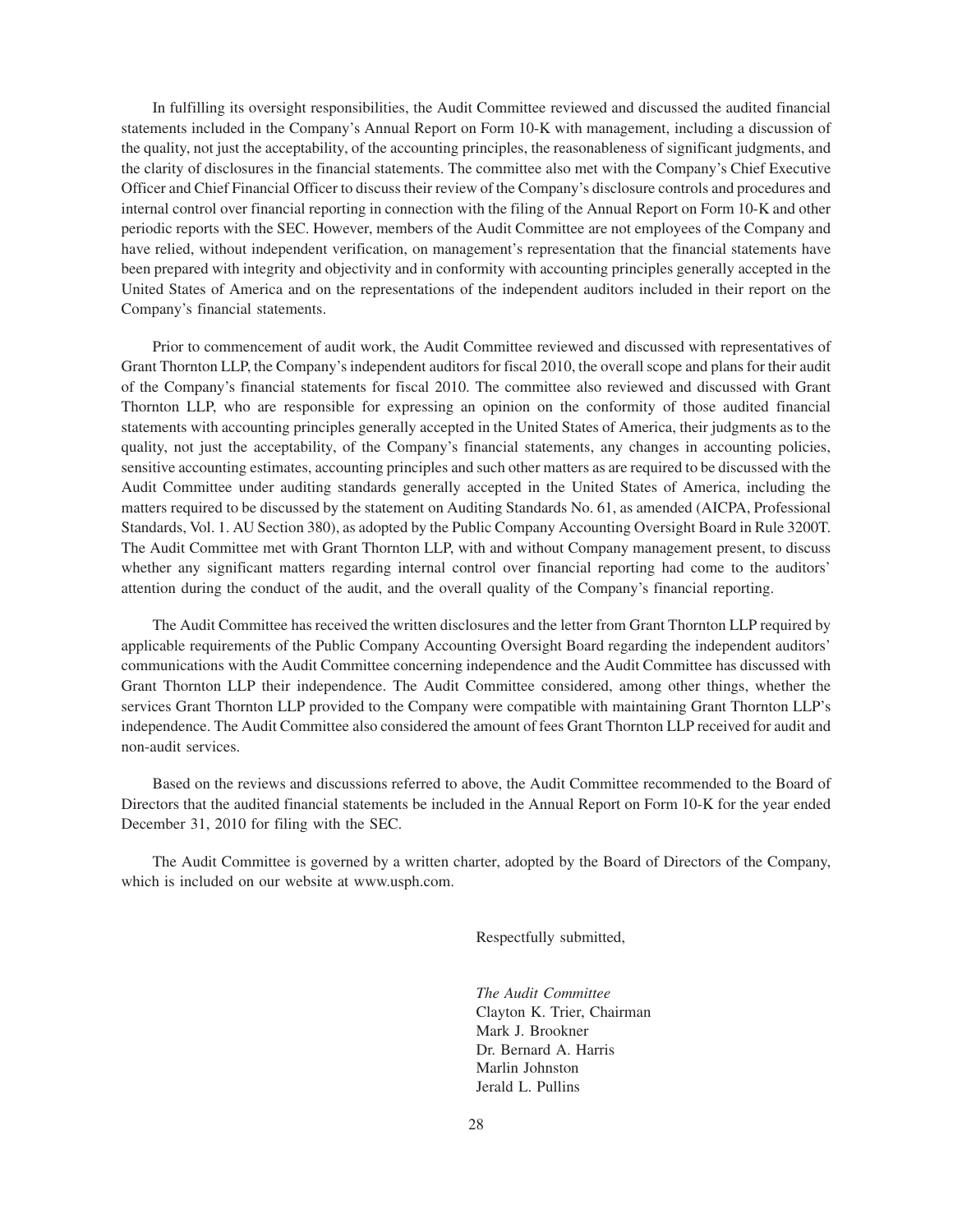In fulfilling its oversight responsibilities, the Audit Committee reviewed and discussed the audited financial statements included in the Company's Annual Report on Form 10-K with management, including a discussion of the quality, not just the acceptability, of the accounting principles, the reasonableness of significant judgments, and the clarity of disclosures in the financial statements. The committee also met with the Company's Chief Executive Officer and Chief Financial Officer to discuss their review of the Company's disclosure controls and procedures and internal control over financial reporting in connection with the filing of the Annual Report on Form 10-K and other periodic reports with the SEC. However, members of the Audit Committee are not employees of the Company and have relied, without independent verification, on management's representation that the financial statements have been prepared with integrity and objectivity and in conformity with accounting principles generally accepted in the United States of America and on the representations of the independent auditors included in their report on the Company's financial statements.

Prior to commencement of audit work, the Audit Committee reviewed and discussed with representatives of Grant Thornton LLP, the Company's independent auditors for fiscal 2010, the overall scope and plans for their audit of the Company's financial statements for fiscal 2010. The committee also reviewed and discussed with Grant Thornton LLP, who are responsible for expressing an opinion on the conformity of those audited financial statements with accounting principles generally accepted in the United States of America, their judgments as to the quality, not just the acceptability, of the Company's financial statements, any changes in accounting policies, sensitive accounting estimates, accounting principles and such other matters as are required to be discussed with the Audit Committee under auditing standards generally accepted in the United States of America, including the matters required to be discussed by the statement on Auditing Standards No. 61, as amended (AICPA, Professional Standards, Vol. 1. AU Section 380), as adopted by the Public Company Accounting Oversight Board in Rule 3200T. The Audit Committee met with Grant Thornton LLP, with and without Company management present, to discuss whether any significant matters regarding internal control over financial reporting had come to the auditors' attention during the conduct of the audit, and the overall quality of the Company's financial reporting.

The Audit Committee has received the written disclosures and the letter from Grant Thornton LLP required by applicable requirements of the Public Company Accounting Oversight Board regarding the independent auditors' communications with the Audit Committee concerning independence and the Audit Committee has discussed with Grant Thornton LLP their independence. The Audit Committee considered, among other things, whether the services Grant Thornton LLP provided to the Company were compatible with maintaining Grant Thornton LLP's independence. The Audit Committee also considered the amount of fees Grant Thornton LLP received for audit and non-audit services.

Based on the reviews and discussions referred to above, the Audit Committee recommended to the Board of Directors that the audited financial statements be included in the Annual Report on Form 10-K for the year ended December 31, 2010 for filing with the SEC.

The Audit Committee is governed by a written charter, adopted by the Board of Directors of the Company, which is included on our website at www.usph.com.

Respectfully submitted,

*The Audit Committee*
Clayton K. Trier, Chairman
Mark J. Brookner
Dr. Bernard A. Harris
Marlin Johnston
Jerald L. Pullins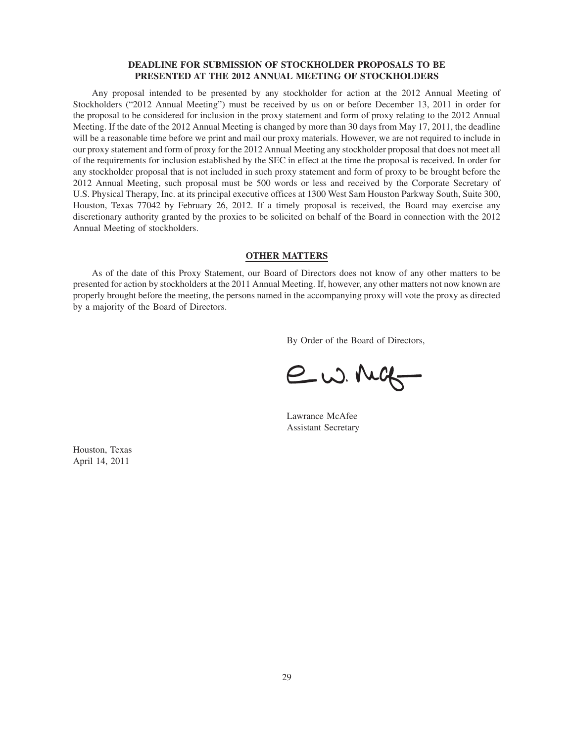## DEADLINE FOR SUBMISSION OF STOCKHOLDER PROPOSALS TO BE PRESENTED AT THE 2012 ANNUAL MEETING OF STOCKHOLDERS

Any proposal intended to be presented by any stockholder for action at the 2012 Annual Meeting of Stockholders ("2012 Annual Meeting") must be received by us on or before December 13, 2011 in order for the proposal to be considered for inclusion in the proxy statement and form of proxy relating to the 2012 Annual Meeting. If the date of the 2012 Annual Meeting is changed by more than 30 days from May 17, 2011, the deadline will be a reasonable time before we print and mail our proxy materials. However, we are not required to include in our proxy statement and form of proxy for the 2012 Annual Meeting any stockholder proposal that does not meet all of the requirements for inclusion established by the SEC in effect at the time the proposal is received. In order for any stockholder proposal that is not included in such proxy statement and form of proxy to be brought before the 2012 Annual Meeting, such proposal must be 500 words or less and received by the Corporate Secretary of U.S. Physical Therapy, Inc. at its principal executive offices at 1300 West Sam Houston Parkway South, Suite 300, Houston, Texas 77042 by February 26, 2012. If a timely proposal is received, the Board may exercise any discretionary authority granted by the proxies to be solicited on behalf of the Board in connection with the 2012 Annual Meeting of stockholders.

## OTHER MATTERS

As of the date of this Proxy Statement, our Board of Directors does not know of any other matters to be presented for action by stockholders at the 2011 Annual Meeting. If, however, any other matters not now known are properly brought before the meeting, the persons named in the accompanying proxy will vote the proxy as directed by a majority of the Board of Directors.

By Order of the Board of Directors,

Lawrance McAfee
Assistant Secretary

Houston, Texas
April 14, 2011